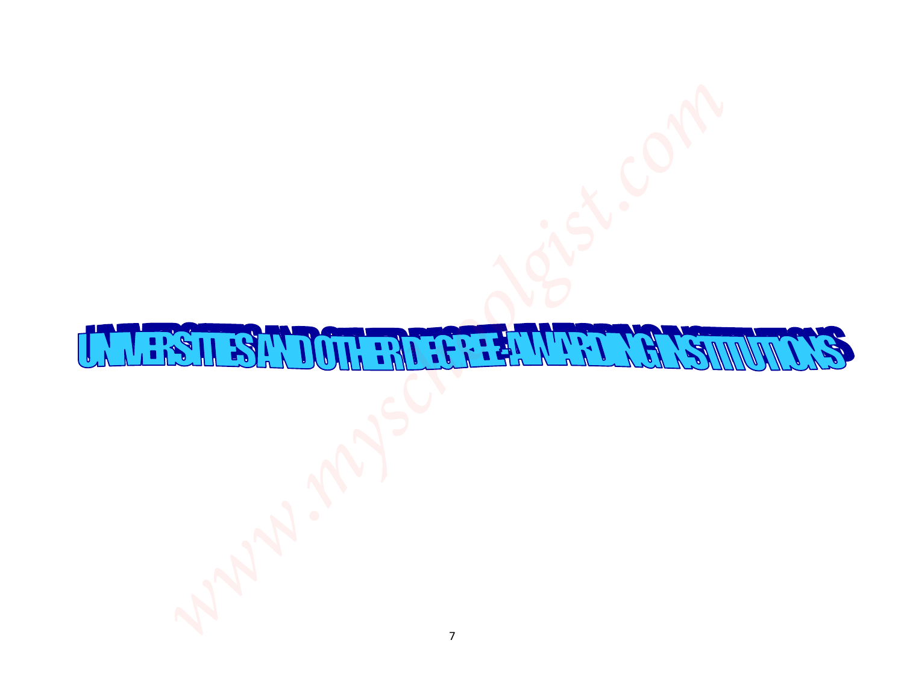# UNIVERSITIES AND OTHER DEGREE-AWARDING INSTITUTIONS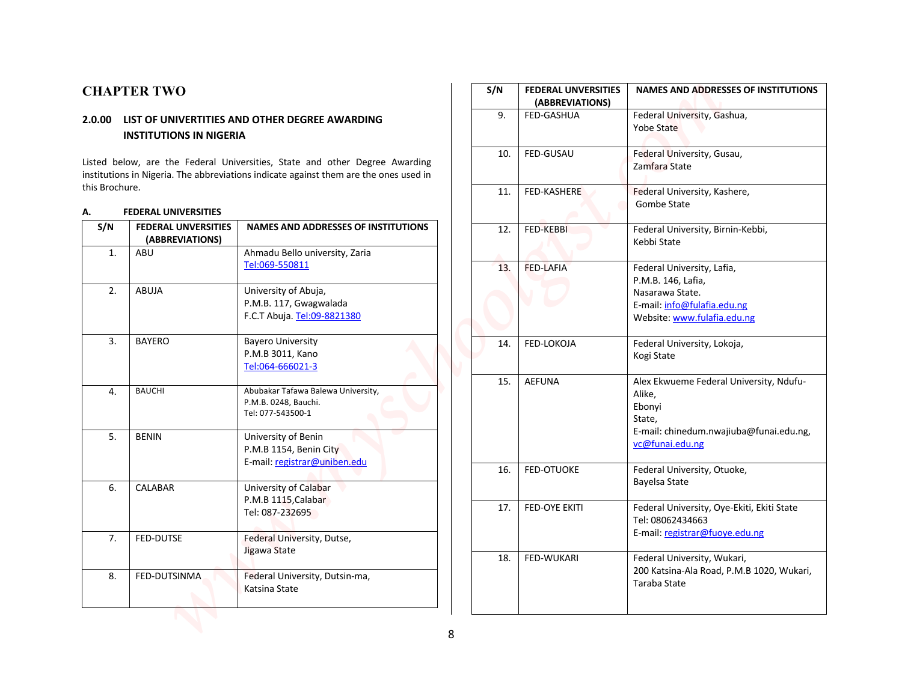# CHAPTER TWO

## 2.0.00 LIST OF UNIVERTITIES AND OTHER DEGREE AWARDING INSTITUTIONS IN NIGERIA

Listed below, are the Federal Universities, State and other Degree Awarding institutions in Nigeria. The abbreviations indicate against them are the ones used in this Brochure.

### A. FEDERAL UNIVERSITIES

| S/N | FEDERAL UNVERSITIES (ABBREVIATIONS) | NAMES AND ADDRESSES OF INSTITUTIONS |
|---|---|---|
| 1. | ABU | Ahmadu Bello university, Zaria Tel:069-550811 |
| 2. | ABUJA | University of Abuja, P.M.B. 117, Gwagwalada F.C.T Abuja. Tel:09-8821380 |
| 3. | BAYERO | Bayero University P.M.B 3011, Kano Tel:064-666021-3 |
| 4. | BAUCHI | Abubakar Tafawa Balewa University, P.M.B. 0248, Bauchi. Tel: 077-543500-1 |
| 5. | BENIN | University of Benin P.M.B 1154, Benin City E-mail: registrar@uniben.edu |
| 6. | CALABAR | University of Calabar P.M.B 1115,Calabar Tel: 087-232695 |
| 7. | FED-DUTSE | Federal University, Dutse, Jigawa State |
| 8. | FED-DUTSINMA | Federal University, Dutsin-ma, Katsina State |
| 9. | FED-GASHUA | Federal University, Gashua, Yobe State |
| 10. | FED-GUSAU | Federal University, Gusau, Zamfara State |
| 11. | FED-KASHERE | Federal University, Kashere, Gombe State |
| 12. | FED-KEBBI | Federal University, Birnin-Kebbi, Kebbi State |
| 13. | FED-LAFIA | Federal University, Lafia, P.M.B. 146, Lafia, Nasarawa State. E-mail: info@fulafia.edu.ng Website: www.fulafia.edu.ng |
| 14. | FED-LOKOJA | Federal University, Lokoja, Kogi State |
| 15. | AEFUNA | Alex Ekwueme Federal University, Ndufu-Alike, Ebonyi State, E-mail: chinedum.nwajiuba@funai.edu.ng, vc@funai.edu.ng |
| 16. | FED-OTUOKE | Federal University, Otuoke, Bayelsa State |
| 17. | FED-OYE EKITI | Federal University, Oye-Ekiti, Ekiti State Tel: 08062434663 E-mail: registrar@fuoye.edu.ng |
| 18. | FED-WUKARI | Federal University, Wukari, 200 Katsina-Ala Road, P.M.B 1020, Wukari, Taraba State |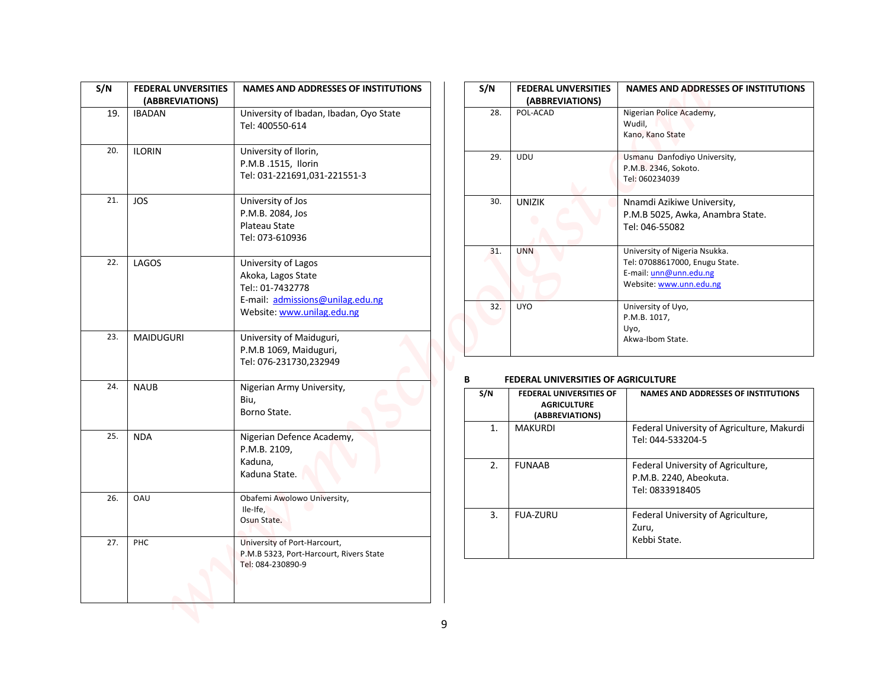| S/N | FEDERAL UNVERSITIES (ABBREVIATIONS) | NAMES AND ADDRESSES OF INSTITUTIONS |
|---|---|---|
| 19. | IBADAN | University of Ibadan, Ibadan, Oyo State<br>Tel: 400550-614 |
| 20. | ILORIN | University of Ilorin,<br>P.M.B .1515, Ilorin<br>Tel: 031-221691,031-221551-3 |
| 21. | JOS | University of Jos<br>P.M.B. 2084, Jos<br>Plateau State<br>Tel: 073-610936 |
| 22. | LAGOS | University of Lagos<br>Akoka, Lagos State<br>Tel:: 01-7432778<br>E-mail: admissions@unilag.edu.ng<br>Website: www.unilag.edu.ng |
| 23. | MAIDUGURI | University of Maiduguri,<br>P.M.B 1069, Maiduguri,<br>Tel: 076-231730,232949 |
| 24. | NAUB | Nigerian Army University,<br>Biu,<br>Borno State. |
| 25. | NDA | Nigerian Defence Academy,<br>P.M.B. 2109,<br>Kaduna,<br>Kaduna State. |
| 26. | OAU | Obafemi Awolowo University,<br>Ile-Ife,<br>Osun State. |
| 27. | PHC | University of Port-Harcourt,<br>P.M.B 5323, Port-Harcourt, Rivers State<br>Tel: 084-230890-9 |
| 28. | POL-ACAD | Nigerian Police Academy,<br>Wudil,<br>Kano, Kano State |
| 29. | UDU | Usmanu Danfodiyo University,<br>P.M.B. 2346, Sokoto.<br>Tel: 060234039 |
| 30. | UNIZIK | Nnamdi Azikiwe University,<br>P.M.B 5025, Awka, Anambra State.<br>Tel: 046-55082 |
| 31. | UNN | University of Nigeria Nsukka.<br>Tel: 07088617000, Enugu State.<br>E-mail: unn@unn.edu.ng<br>Website: www.unn.edu.ng |
| 32. | UYO | University of Uyo,<br>P.M.B. 1017,<br>Uyo,<br>Akwa-Ibom State. |

**B FEDERAL UNIVERSITIES OF AGRICULTURE**

| S/N | FEDERAL UNIVERSITIES OF AGRICULTURE (ABBREVIATIONS) | NAMES AND ADDRESSES OF INSTITUTIONS |
|---|---|---|
| 1. | MAKURDI | Federal University of Agriculture, Makurdi<br>Tel: 044-533204-5 |
| 2. | FUNAAB | Federal University of Agriculture,<br>P.M.B. 2240, Abeokuta.<br>Tel: 0833918405 |
| 3. | FUA-ZURU | Federal University of Agriculture,<br>Zuru,<br>Kebbi State. |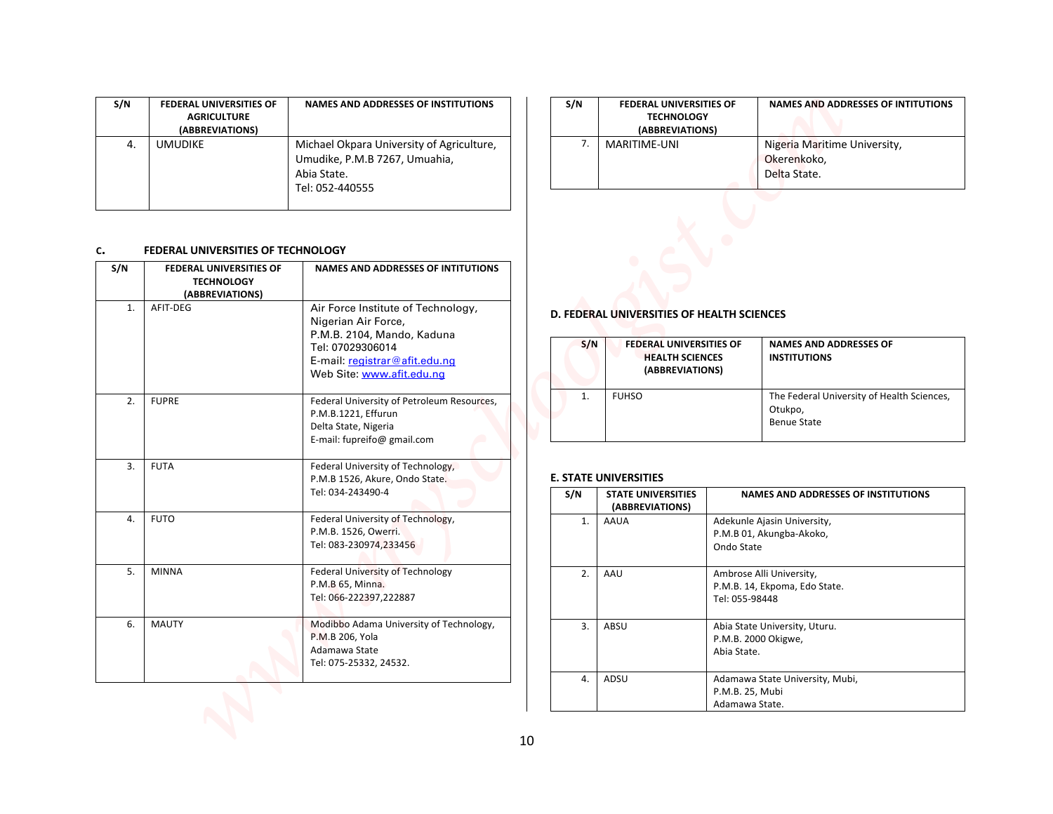| S/N | FEDERAL UNIVERSITIES OF AGRICULTURE (ABBREVIATIONS) | NAMES AND ADDRESSES OF INSTITUTIONS |
|---|---|---|
| 4. | UMUDIKE | Michael Okpara University of Agriculture, Umudike, P.M.B 7267, Umuahia, Abia State. Tel: 052-440555 |

## C. FEDERAL UNIVERSITIES OF TECHNOLOGY

| S/N | FEDERAL UNIVERSITIES OF TECHNOLOGY (ABBREVIATIONS) | NAMES AND ADDRESSES OF INTITUTIONS |
|---|---|---|
| 1. | AFIT-DEG | Air Force Institute of Technology, Nigerian Air Force, P.M.B. 2104, Mando, Kaduna Tel: 07029306014 E-mail: registrar@afit.edu.ng Web Site: www.afit.edu.ng |
| 2. | FUPRE | Federal University of Petroleum Resources, P.M.B.1221, Effurun Delta State, Nigeria E-mail: fupreifo@ gmail.com |
| 3. | FUTA | Federal University of Technology, P.M.B 1526, Akure, Ondo State. Tel: 034-243490-4 |
| 4. | FUTO | Federal University of Technology, P.M.B. 1526, Owerri. Tel: 083-230974,233456 |
| 5. | MINNA | Federal University of Technology P.M.B 65, Minna. Tel: 066-222397,222887 |
| 6. | MAUTY | Modibbo Adama University of Technology, P.M.B 206, Yola Adamawa State Tel: 075-25332, 24532. |
| 7. | MARITIME-UNI | Nigeria Maritime University, Okerenkoko, Delta State. |

## D. FEDERAL UNIVERSITIES OF HEALTH SCIENCES

| S/N | FEDERAL UNIVERSITIES OF HEALTH SCIENCES (ABBREVIATIONS) | NAMES AND ADDRESSES OF INSTITUTIONS |
|---|---|---|
| 1. | FUHSO | The Federal University of Health Sciences, Otukpo, Benue State |

## E. STATE UNIVERSITIES

| S/N | STATE UNIVERSITIES (ABBREVIATIONS) | NAMES AND ADDRESSES OF INSTITUTIONS |
|---|---|---|
| 1. | AAUA | Adekunle Ajasin University, P.M.B 01, Akungba-Akoko, Ondo State |
| 2. | AAU | Ambrose Alli University, P.M.B. 14, Ekpoma, Edo State. Tel: 055-98448 |
| 3. | ABSU | Abia State University, Uturu. P.M.B. 2000 Okigwe, Abia State. |
| 4. | ADSU | Adamawa State University, Mubi, P.M.B. 25, Mubi Adamawa State. |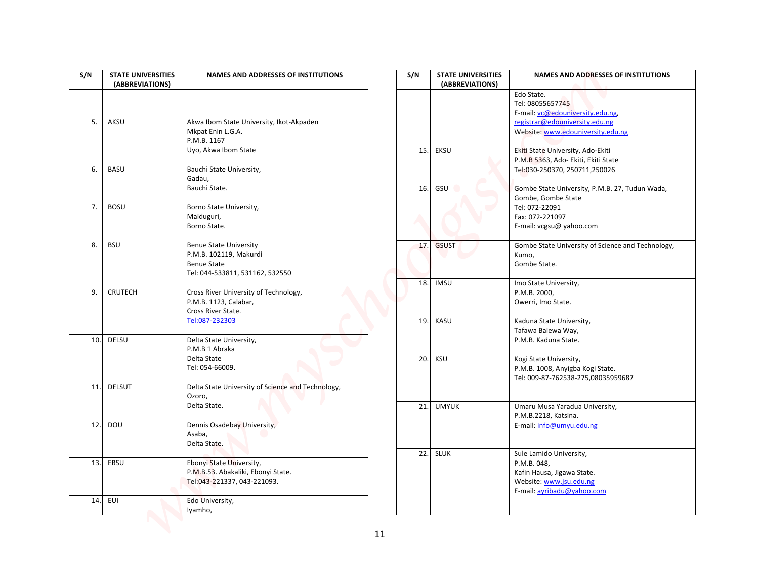| S/N | STATE UNIVERSITIES (ABBREVIATIONS) | NAMES AND ADDRESSES OF INSTITUTIONS |
|---|---|---|
| | | |
| 5. | AKSU | Akwa Ibom State University, Ikot-Akpaden<br>Mkpat Enin L.G.A.<br>P.M.B. 1167<br>Uyo, Akwa Ibom State |
| 6. | BASU | Bauchi State University,<br>Gadau,<br>Bauchi State. |
| 7. | BOSU | Borno State University,<br>Maiduguri,<br>Borno State. |
| 8. | BSU | Benue State University<br>P.M.B. 102119, Makurdi<br>Benue State<br>Tel: 044-533811, 531162, 532550 |
| 9. | CRUTECH | Cross River University of Technology,<br>P.M.B. 1123, Calabar,<br>Cross River State.<br>Tel:087-232303 |
| 10. | DELSU | Delta State University,<br>P.M.B 1 Abraka<br>Delta State<br>Tel: 054-66009. |
| 11. | DELSUT | Delta State University of Science and Technology,<br>Ozoro,<br>Delta State. |
| 12. | DOU | Dennis Osadebay University,<br>Asaba,<br>Delta State. |
| 13. | EBSU | Ebonyi State University,<br>P.M.B.53. Abakaliki, Ebonyi State.<br>Tel:043-221337, 043-221093. |
| 14. | EUI | Edo University,<br>Iyamho,<br>Edo State.<br>Tel: 08055657745<br>E-mail: vc@edouniversity.edu.ng, registrar@edouniversity.edu.ng<br>Website: www.edouniversity.edu.ng |
| 15. | EKSU | Ekiti State University, Ado-Ekiti<br>P.M.B 5363, Ado- Ekiti, Ekiti State<br>Tel:030-250370, 250711,250026 |
| 16. | GSU | Gombe State University, P.M.B. 27, Tudun Wada, Gombe, Gombe State<br>Tel: 072-22091<br>Fax: 072-221097<br>E-mail: vcgsu@ yahoo.com |
| 17. | GSUST | Gombe State University of Science and Technology, Kumo,<br>Gombe State. |
| 18. | IMSU | Imo State University,<br>P.M.B. 2000,<br>Owerri, Imo State. |
| 19. | KASU | Kaduna State University,<br>Tafawa Balewa Way,<br>P.M.B. Kaduna State. |
| 20. | KSU | Kogi State University,<br>P.M.B. 1008, Anyigba Kogi State.<br>Tel: 009-87-762538-275,08035959687 |
| 21. | UMYUK | Umaru Musa Yaradua University,<br>P.M.B.2218, Katsina.<br>E-mail: info@umyu.edu.ng |
| 22. | SLUK | Sule Lamido University,<br>P.M.B. 048,<br>Kafin Hausa, Jigawa State.<br>Website: www.jsu.edu.ng<br>E-mail: ayribadu@yahoo.com |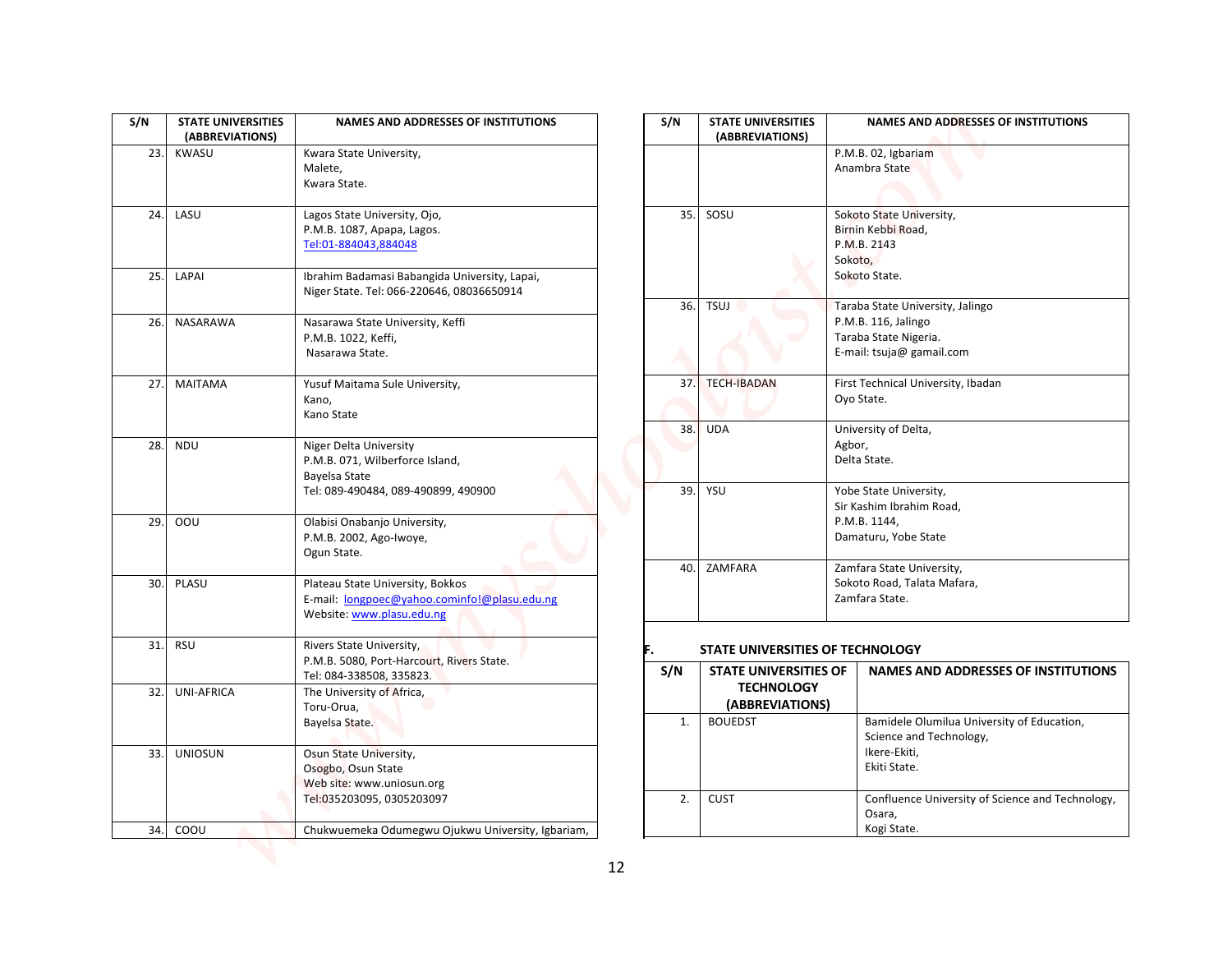| S/N | STATE UNIVERSITIES (ABBREVIATIONS) | NAMES AND ADDRESSES OF INSTITUTIONS |
|---|---|---|
| 23. | KWASU | Kwara State University,<br>Malete,<br>Kwara State. |
| 24. | LASU | Lagos State University, Ojo,<br>P.M.B. 1087, Apapa, Lagos.<br>Tel:01-884043,884048 |
| 25. | LAPAI | Ibrahim Badamasi Babangida University, Lapai,<br>Niger State. Tel: 066-220646, 08036650914 |
| 26. | NASARAWA | Nasarawa State University, Keffi<br>P.M.B. 1022, Keffi,<br>Nasarawa State. |
| 27. | MAITAMA | Yusuf Maitama Sule University,<br>Kano,<br>Kano State |
| 28. | NDU | Niger Delta University<br>P.M.B. 071, Wilberforce Island,<br>Bayelsa State<br>Tel: 089-490484, 089-490899, 490900 |
| 29. | OOU | Olabisi Onabanjo University,<br>P.M.B. 2002, Ago-Iwoye,<br>Ogun State. |
| 30. | PLASU | Plateau State University, Bokkos<br>E-mail: longpoec@yahoo.cominfo!@plasu.edu.ng<br>Website: www.plasu.edu.ng |
| 31. | RSU | Rivers State University,<br>P.M.B. 5080, Port-Harcourt, Rivers State.<br>Tel: 084-338508, 335823. |
| 32. | UNI-AFRICA | The University of Africa,<br>Toru-Orua,<br>Bayelsa State. |
| 33. | UNIOSUN | Osun State University,<br>Osogbo, Osun State<br>Web site: www.uniosun.org<br>Tel:035203095, 0305203097 |
| 34. | COOU | Chukwuemeka Odumegwu Ojukwu University, Igbariam,<br>P.M.B. 02, Igbariam<br>Anambra State |
| 35. | SOSU | Sokoto State University,<br>Birnin Kebbi Road,<br>P.M.B. 2143<br>Sokoto,<br>Sokoto State. |
| 36. | TSUJ | Taraba State University, Jalingo<br>P.M.B. 116, Jalingo<br>Taraba State Nigeria.<br>E-mail: tsuja@ gamail.com |
| 37. | TECH-IBADAN | First Technical University, Ibadan<br>Oyo State. |
| 38. | UDA | University of Delta,<br>Agbor,<br>Delta State. |
| 39. | YSU | Yobe State University,<br>Sir Kashim Ibrahim Road,<br>P.M.B. 1144,<br>Damaturu, Yobe State |
| 40. | ZAMFARA | Zamfara State University,<br>Sokoto Road, Talata Mafara,<br>Zamfara State. |

## F. STATE UNIVERSITIES OF TECHNOLOGY

| S/N | STATE UNIVERSITIES OF TECHNOLOGY (ABBREVIATIONS) | NAMES AND ADDRESSES OF INSTITUTIONS |
|---|---|---|
| 1. | BOUEDST | Bamidele Olumilua University of Education, Science and Technology,<br>Ikere-Ekiti,<br>Ekiti State. |
| 2. | CUST | Confluence University of Science and Technology,<br>Osara,<br>Kogi State. |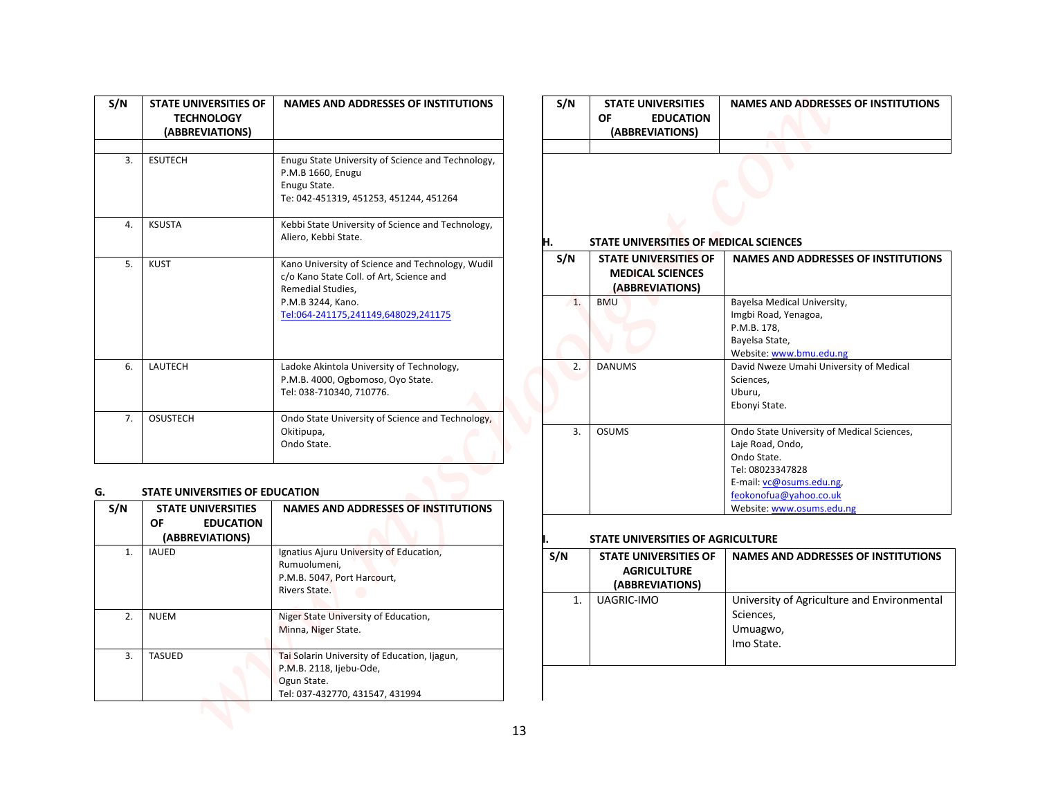| S/N | STATE UNIVERSITIES OF TECHNOLOGY (ABBREVIATIONS) | NAMES AND ADDRESSES OF INSTITUTIONS |
|---|---|---|
| | | |
| 3. | ESUTECH | Enugu State University of Science and Technology, P.M.B 1660, Enugu Enugu State. Te: 042-451319, 451253, 451244, 451264 |
| 4. | KSUSTA | Kebbi State University of Science and Technology, Aliero, Kebbi State. |
| 5. | KUST | Kano University of Science and Technology, Wudil c/o Kano State Coll. of Art, Science and Remedial Studies, P.M.B 3244, Kano. Tel:064-241175,241149,648029,241175 |
| 6. | LAUTECH | Ladoke Akintola University of Technology, P.M.B. 4000, Ogbomoso, Oyo State. Tel: 038-710340, 710776. |
| 7. | OSUSTECH | Ondo State University of Science and Technology, Okitipupa, Ondo State. |

## G. STATE UNIVERSITIES OF EDUCATION

| S/N | STATE UNIVERSITIES OF EDUCATION (ABBREVIATIONS) | NAMES AND ADDRESSES OF INSTITUTIONS |
|---|---|---|
| 1. | IAUED | Ignatius Ajuru University of Education, Rumuolumeni, P.M.B. 5047, Port Harcourt, Rivers State. |
| 2. | NUEM | Niger State University of Education, Minna, Niger State. |
| 3. | TASUED | Tai Solarin University of Education, Ijagun, P.M.B. 2118, Ijebu-Ode, Ogun State. Tel: 037-432770, 431547, 431994 |
| | | |

## H. STATE UNIVERSITIES OF MEDICAL SCIENCES

| S/N | STATE UNIVERSITIES OF MEDICAL SCIENCES (ABBREVIATIONS) | NAMES AND ADDRESSES OF INSTITUTIONS |
|---|---|---|
| 1. | BMU | Bayelsa Medical University, Imgbi Road, Yenagoa, P.M.B. 178, Bayelsa State, Website: www.bmu.edu.ng |
| 2. | DANUMS | David Nweze Umahi University of Medical Sciences, Uburu, Ebonyi State. |
| 3. | OSUMS | Ondo State University of Medical Sciences, Laje Road, Ondo, Ondo State. Tel: 08023347828 E-mail: vc@osums.edu.ng, feokonofua@yahoo.co.uk Website: www.osums.edu.ng |

## I. STATE UNIVERSITIES OF AGRICULTURE

| S/N | STATE UNIVERSITIES OF AGRICULTURE (ABBREVIATIONS) | NAMES AND ADDRESSES OF INSTITUTIONS |
|---|---|---|
| 1. | UAGRIC-IMO | University of Agriculture and Environmental Sciences, Umuagwo, Imo State. |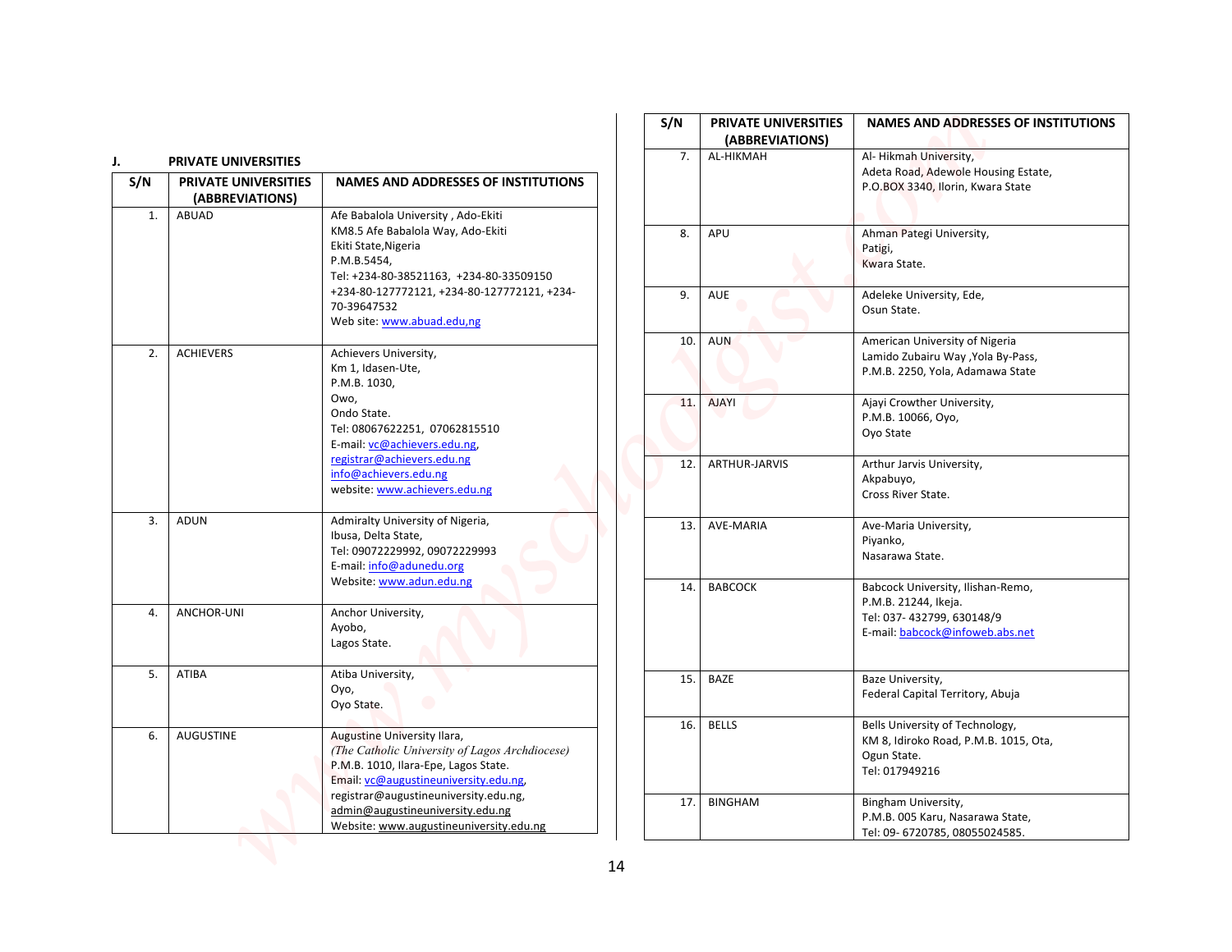## J. PRIVATE UNIVERSITIES

| S/N | PRIVATE UNIVERSITIES (ABBREVIATIONS) | NAMES AND ADDRESSES OF INSTITUTIONS |
|---|---|---|
| 1. | ABUAD | Afe Babalola University , Ado-Ekiti<br>KM8.5 Afe Babalola Way, Ado-Ekiti<br>Ekiti State,Nigeria<br>P.M.B.5454,<br>Tel: +234-80-38521163, +234-80-33509150<br>+234-80-127772121, +234-80-127772121, +234-70-39647532<br>Web site: www.abuad.edu,ng |
| 2. | ACHIEVERS | Achievers University,<br>Km 1, Idasen-Ute,<br>P.M.B. 1030,<br>Owo,<br>Ondo State.<br>Tel: 08067622251, 07062815510<br>E-mail: vc@achievers.edu.ng,<br>registrar@achievers.edu.ng<br>info@achievers.edu.ng<br>website: www.achievers.edu.ng |
| 3. | ADUN | Admiralty University of Nigeria,<br>Ibusa, Delta State,<br>Tel: 09072229992, 09072229993<br>E-mail: info@adunedu.org<br>Website: www.adun.edu.ng |
| 4. | ANCHOR-UNI | Anchor University,<br>Ayobo,<br>Lagos State. |
| 5. | ATIBA | Atiba University,<br>Oyo,<br>Oyo State. |
| 6. | AUGUSTINE | Augustine University Ilara,<br>*(The Catholic University of Lagos Archdiocese)*<br>P.M.B. 1010, Ilara-Epe, Lagos State.<br>Email: vc@augustineuniversity.edu.ng,<br>registrar@augustineuniversity.edu.ng,<br>admin@augustineuniversity.edu.ng<br>Website: www.augustineuniversity.edu.ng |
| 7. | AL-HIKMAH | Al- Hikmah University,<br>Adeta Road, Adewole Housing Estate,<br>P.O.BOX 3340, Ilorin, Kwara State |
| 8. | APU | Ahman Pategi University,<br>Patigi,<br>Kwara State. |
| 9. | AUE | Adeleke University, Ede,<br>Osun State. |
| 10. | AUN | American University of Nigeria<br>Lamido Zubairu Way ,Yola By-Pass,<br>P.M.B. 2250, Yola, Adamawa State |
| 11. | AJAYI | Ajayi Crowther University,<br>P.M.B. 10066, Oyo,<br>Oyo State |
| 12. | ARTHUR-JARVIS | Arthur Jarvis University,<br>Akpabuyo,<br>Cross River State. |
| 13. | AVE-MARIA | Ave-Maria University,<br>Piyanko,<br>Nasarawa State. |
| 14. | BABCOCK | Babcock University, Ilishan-Remo,<br>P.M.B. 21244, Ikeja.<br>Tel: 037- 432799, 630148/9<br>E-mail: babcock@infoweb.abs.net |
| 15. | BAZE | Baze University,<br>Federal Capital Territory, Abuja |
| 16. | BELLS | Bells University of Technology,<br>KM 8, Idiroko Road, P.M.B. 1015, Ota,<br>Ogun State.<br>Tel: 017949216 |
| 17. | BINGHAM | Bingham University,<br>P.M.B. 005 Karu, Nasarawa State,<br>Tel: 09- 6720785, 08055024585. |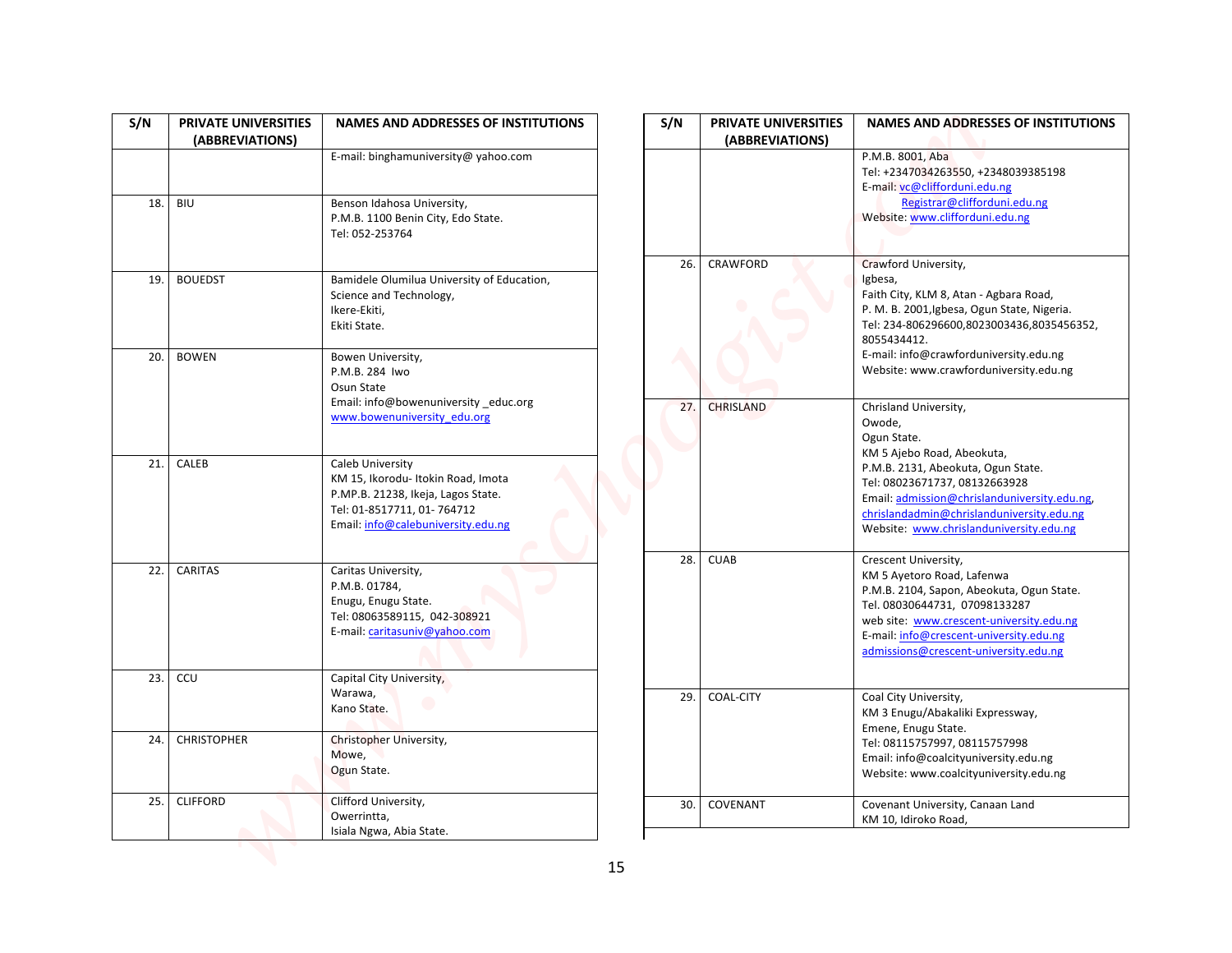| S/N | PRIVATE UNIVERSITIES (ABBREVIATIONS) | NAMES AND ADDRESSES OF INSTITUTIONS |
|---|---|---|
| | | E-mail: binghamuniversity@ yahoo.com |
| 18. | BIU | Benson Idahosa University,<br>P.M.B. 1100 Benin City, Edo State.<br>Tel: 052-253764 |
| 19. | BOUEDST | Bamidele Olumilua University of Education, Science and Technology,<br>Ikere-Ekiti,<br>Ekiti State. |
| 20. | BOWEN | Bowen University,<br>P.M.B. 284 Iwo<br>Osun State<br>Email: info@bowenuniversity _educ.org<br>www.bowenuniversity_edu.org |
| 21. | CALEB | Caleb University<br>KM 15, Ikorodu- Itokin Road, Imota<br>P.MP.B. 21238, Ikeja, Lagos State.<br>Tel: 01-8517711, 01- 764712<br>Email: info@calebuniversity.edu.ng |
| 22. | CARITAS | Caritas University,<br>P.M.B. 01784,<br>Enugu, Enugu State.<br>Tel: 08063589115, 042-308921<br>E-mail: caritasuniv@yahoo.com |
| 23. | CCU | Capital City University,<br>Warawa,<br>Kano State. |
| 24. | CHRISTOPHER | Christopher University,<br>Mowe,<br>Ogun State. |
| 25. | CLIFFORD | Clifford University,<br>Owerrintta,<br>Isiala Ngwa, Abia State.<br>P.M.B. 8001, Aba<br>Tel: +2347034263550, +2348039385198<br>E-mail: vc@clifforduni.edu.ng<br>Registrar@clifforduni.edu.ng<br>Website: www.clifforduni.edu.ng |
| 26. | CRAWFORD | Crawford University,<br>Igbesa,<br>Faith City, KLM 8, Atan - Agbara Road,<br>P. M. B. 2001,Igbesa, Ogun State, Nigeria.<br>Tel: 234-806296600,8023003436,8035456352, 8055434412.<br>E-mail: info@crawforduniversity.edu.ng<br>Website: www.crawforduniversity.edu.ng |
| 27. | CHRISLAND | Chrisland University,<br>Owode,<br>Ogun State.<br>KM 5 Ajebo Road, Abeokuta,<br>P.M.B. 2131, Abeokuta, Ogun State.<br>Tel: 08023671737, 08132663928<br>Email: admission@chrislanduniversity.edu.ng, chrislandadmin@chrislanduniversity.edu.ng<br>Website: www.chrislanduniversity.edu.ng |
| 28. | CUAB | Crescent University,<br>KM 5 Ayetoro Road, Lafenwa<br>P.M.B. 2104, Sapon, Abeokuta, Ogun State.<br>Tel. 08030644731, 07098133287<br>web site: www.crescent-university.edu.ng<br>E-mail: info@crescent-university.edu.ng<br>admissions@crescent-university.edu.ng |
| 29. | COAL-CITY | Coal City University,<br>KM 3 Enugu/Abakaliki Expressway,<br>Emene, Enugu State.<br>Tel: 08115757997, 08115757998<br>Email: info@coalcityuniversity.edu.ng<br>Website: www.coalcityuniversity.edu.ng |
| 30. | COVENANT | Covenant University, Canaan Land<br>KM 10, Idiroko Road, |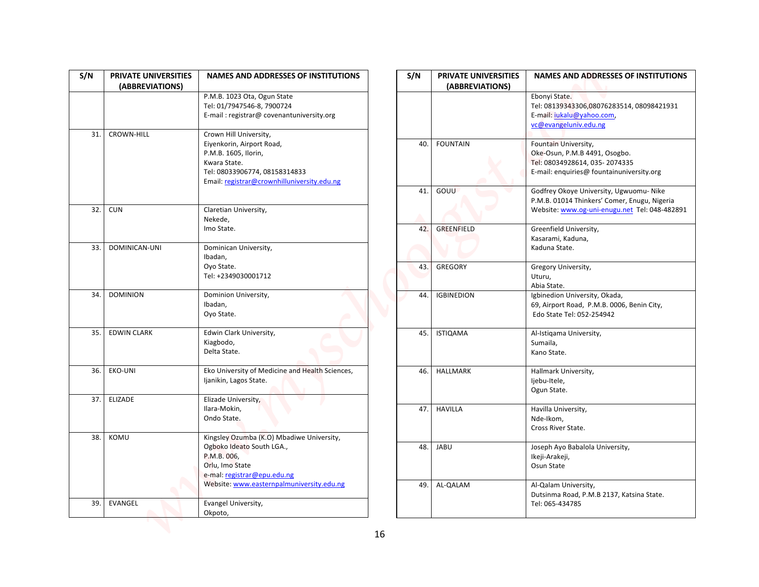| S/N | PRIVATE UNIVERSITIES (ABBREVIATIONS) | NAMES AND ADDRESSES OF INSTITUTIONS |
|---|---|---|
| | | P.M.B. 1023 Ota, Ogun State<br>Tel: 01/7947546-8, 7900724<br>E-mail : registrar@ covenantuniversity.org |
| 31. | CROWN-HILL | Crown Hill University,<br>Eiyenkorin, Airport Road,<br>P.M.B. 1605, Ilorin,<br>Kwara State.<br>Tel: 08033906774, 08158314833<br>Email: registrar@crownhilluniversity.edu.ng |
| 32. | CUN | Claretian University,<br>Nekede,<br>Imo State. |
| 33. | DOMINICAN-UNI | Dominican University,<br>Ibadan,<br>Oyo State.<br>Tel: +2349030001712 |
| 34. | DOMINION | Dominion University,<br>Ibadan,<br>Oyo State. |
| 35. | EDWIN CLARK | Edwin Clark University,<br>Kiagbodo,<br>Delta State. |
| 36. | EKO-UNI | Eko University of Medicine and Health Sciences,<br>Ijanikin, Lagos State. |
| 37. | ELIZADE | Elizade University,<br>Ilara-Mokin,<br>Ondo State. |
| 38. | KOMU | Kingsley Ozumba (K.O) Mbadiwe University,<br>Ogboko Ideato South LGA.,<br>P.M.B. 006,<br>Orlu, Imo State<br>e-mal: registrar@epu.edu.ng<br>Website: www.easternpalmuniversity.edu.ng |
| 39. | EVANGEL | Evangel University,<br>Okpoto,<br>Ebonyi State.<br>Tel: 08139343306,08076283514, 08098421931<br>E-mail: iukalu@yahoo.com,<br>vc@evangeluniv.edu.ng |
| 40. | FOUNTAIN | Fountain University,<br>Oke-Osun, P.M.B 4491, Osogbo.<br>Tel: 08034928614, 035- 2074335<br>E-mail: enquiries@ fountainuniversity.org |
| 41. | GOUU | Godfrey Okoye University, Ugwuomu- Nike<br>P.M.B. 01014 Thinkers' Comer, Enugu, Nigeria<br>Website: www.og-uni-enugu.net Tel: 048-482891 |
| 42. | GREENFIELD | Greenfield University,<br>Kasarami, Kaduna,<br>Kaduna State. |
| 43. | GREGORY | Gregory University,<br>Uturu,<br>Abia State. |
| 44. | IGBINEDION | Igbinedion University, Okada,<br>69, Airport Road, P.M.B. 0006, Benin City,<br>Edo State Tel: 052-254942 |
| 45. | ISTIQAMA | Al-Istiqama University,<br>Sumaila,<br>Kano State. |
| 46. | HALLMARK | Hallmark University,<br>Ijebu-Itele,<br>Ogun State. |
| 47. | HAVILLA | Havilla University,<br>Nde-Ikom,<br>Cross River State. |
| 48. | JABU | Joseph Ayo Babalola University,<br>Ikeji-Arakeji,<br>Osun State |
| 49. | AL-QALAM | Al-Qalam University,<br>Dutsinma Road, P.M.B 2137, Katsina State.<br>Tel: 065-434785 |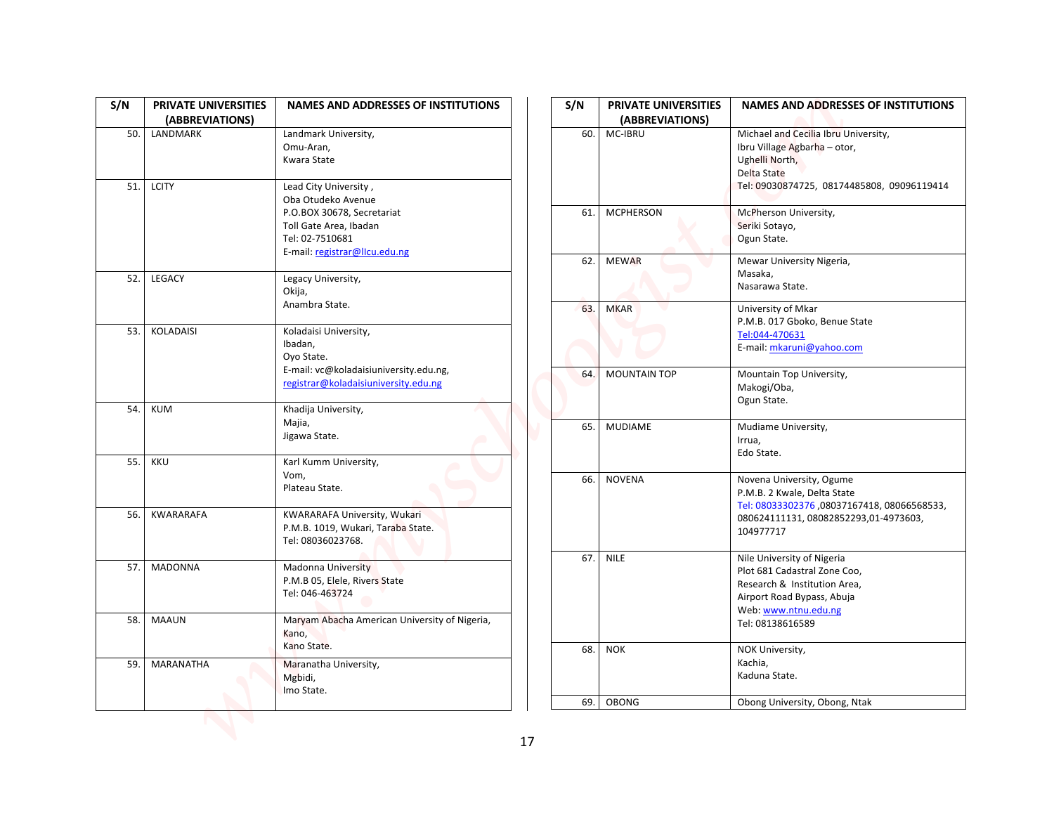| S/N | PRIVATE UNIVERSITIES (ABBREVIATIONS) | NAMES AND ADDRESSES OF INSTITUTIONS |
|---|---|---|
| 50. | LANDMARK | Landmark University,<br>Omu-Aran,<br>Kwara State |
| 51. | LCITY | Lead City University ,<br>Oba Otudeko Avenue<br>P.O.BOX 30678, Secretariat<br>Toll Gate Area, Ibadan<br>Tel: 02-7510681<br>E-mail: registrar@llcu.edu.ng |
| 52. | LEGACY | Legacy University,<br>Okija,<br>Anambra State. |
| 53. | KOLADAISI | Koladaisi University,<br>Ibadan,<br>Oyo State.<br>E-mail: vc@koladaisiuniversity.edu.ng,<br>registrar@koladaisiuniversity.edu.ng |
| 54. | KUM | Khadija University,<br>Majia,<br>Jigawa State. |
| 55. | KKU | Karl Kumm University,<br>Vom,<br>Plateau State. |
| 56. | KWARARAFA | KWARARAFA University, Wukari<br>P.M.B. 1019, Wukari, Taraba State.<br>Tel: 08036023768. |
| 57. | MADONNA | Madonna University<br>P.M.B 05, Elele, Rivers State<br>Tel: 046-463724 |
| 58. | MAAUN | Maryam Abacha American University of Nigeria,<br>Kano,<br>Kano State. |
| 59. | MARANATHA | Maranatha University,<br>Mgbidi,<br>Imo State. |
| 60. | MC-IBRU | Michael and Cecilia Ibru University,<br>Ibru Village Agbarha – otor,<br>Ughelli North,<br>Delta State<br>Tel: 09030874725, 08174485808, 09096119414 |
| 61. | MCPHERSON | McPherson University,<br>Seriki Sotayo,<br>Ogun State. |
| 62. | MEWAR | Mewar University Nigeria,<br>Masaka,<br>Nasarawa State. |
| 63. | MKAR | University of Mkar<br>P.M.B. 017 Gboko, Benue State<br>Tel:044-470631<br>E-mail: mkaruni@yahoo.com |
| 64. | MOUNTAIN TOP | Mountain Top University,<br>Makogi/Oba,<br>Ogun State. |
| 65. | MUDIAME | Mudiame University,<br>Irrua,<br>Edo State. |
| 66. | NOVENA | Novena University, Ogume<br>P.M.B. 2 Kwale, Delta State<br>Tel: 08033302376 ,08037167418, 08066568533, 080624111131, 08082852293,01-4973603, 104977717 |
| 67. | NILE | Nile University of Nigeria<br>Plot 681 Cadastral Zone Coo,<br>Research & Institution Area,<br>Airport Road Bypass, Abuja<br>Web: www.ntnu.edu.ng<br>Tel: 08138616589 |
| 68. | NOK | NOK University,<br>Kachia,<br>Kaduna State. |
| 69. | OBONG | Obong University, Obong, Ntak |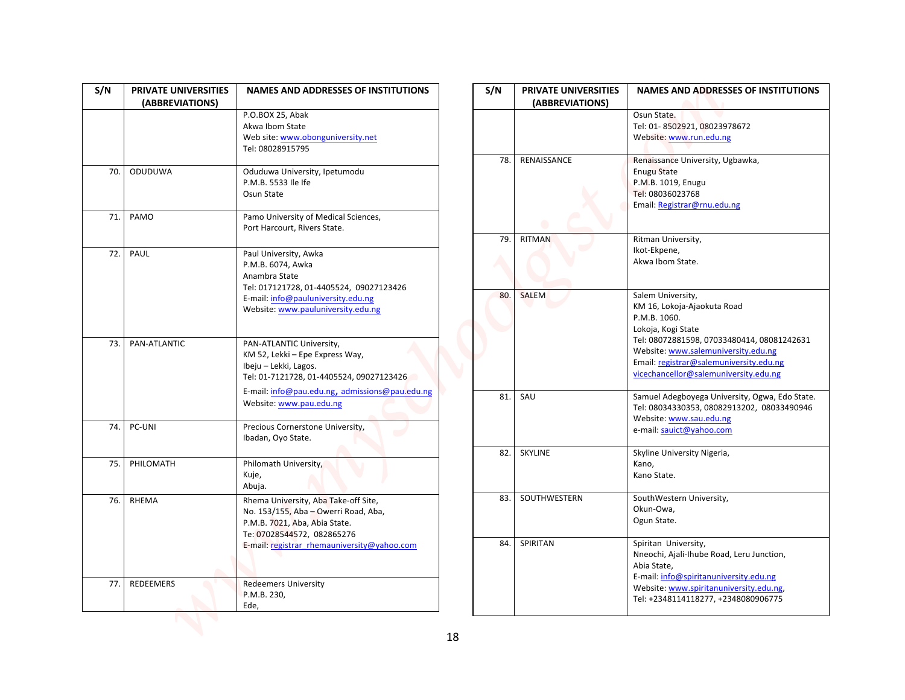| S/N | PRIVATE UNIVERSITIES (ABBREVIATIONS) | NAMES AND ADDRESSES OF INSTITUTIONS |
|---|---|---|
| | | P.O.BOX 25, Abak<br>Akwa Ibom State<br>Web site: www.obonguniversity.net<br>Tel: 08028915795 |
| 70. | ODUDUWA | Oduduwa University, Ipetumodu<br>P.M.B. 5533 Ile Ife<br>Osun State |
| 71. | PAMO | Pamo University of Medical Sciences,<br>Port Harcourt, Rivers State. |
| 72. | PAUL | Paul University, Awka<br>P.M.B. 6074, Awka<br>Anambra State<br>Tel: 017121728, 01-4405524, 09027123426<br>E-mail: info@pauluniversity.edu.ng<br>Website: www.pauluniversity.edu.ng |
| 73. | PAN-ATLANTIC | PAN-ATLANTIC University,<br>KM 52, Lekki – Epe Express Way,<br>Ibeju – Lekki, Lagos.<br>Tel: 01-7121728, 01-4405524, 09027123426<br>E-mail: info@pau.edu.ng, admissions@pau.edu.ng<br>Website: www.pau.edu.ng |
| 74. | PC-UNI | Precious Cornerstone University,<br>Ibadan, Oyo State. |
| 75. | PHILOMATH | Philomath University,<br>Kuje,<br>Abuja. |
| 76. | RHEMA | Rhema University, Aba Take-off Site,<br>No. 153/155, Aba – Owerri Road, Aba,<br>P.M.B. 7021, Aba, Abia State.<br>Te: 07028544572, 082865276<br>E-mail: registrar_rhemauniversity@yahoo.com |
| 77. | REDEEMERS | Redeemers University<br>P.M.B. 230,<br>Ede,<br>Osun State.<br>Tel: 01- 8502921, 08023978672<br>Website: www.run.edu.ng |
| 78. | RENAISSANCE | Renaissance University, Ugbawka,<br>Enugu State<br>P.M.B. 1019, Enugu<br>Tel: 08036023768<br>Email: Registrar@rnu.edu.ng |
| 79. | RITMAN | Ritman University,<br>Ikot-Ekpene,<br>Akwa Ibom State. |
| 80. | SALEM | Salem University,<br>KM 16, Lokoja-Ajaokuta Road<br>P.M.B. 1060.<br>Lokoja, Kogi State<br>Tel: 08072881598, 07033480414, 08081242631<br>Website: www.salemuniversity.edu.ng<br>Email: registrar@salemuniversity.edu.ng<br>vicechancellor@salemuniversity.edu.ng |
| 81. | SAU | Samuel Adegboyega University, Ogwa, Edo State.<br>Tel: 08034330353, 08082913202, 08033490946<br>Website: www.sau.edu.ng<br>e-mail: sauict@yahoo.com |
| 82. | SKYLINE | Skyline University Nigeria,<br>Kano,<br>Kano State. |
| 83. | SOUTHWESTERN | SouthWestern University,<br>Okun-Owa,<br>Ogun State. |
| 84. | SPIRITAN | Spiritan University,<br>Nneochi, Ajali-Ihube Road, Leru Junction,<br>Abia State,<br>E-mail: info@spiritanuniversity.edu.ng<br>Website: www.spiritanuniversity.edu.ng,<br>Tel: +2348114118277, +2348080906775 |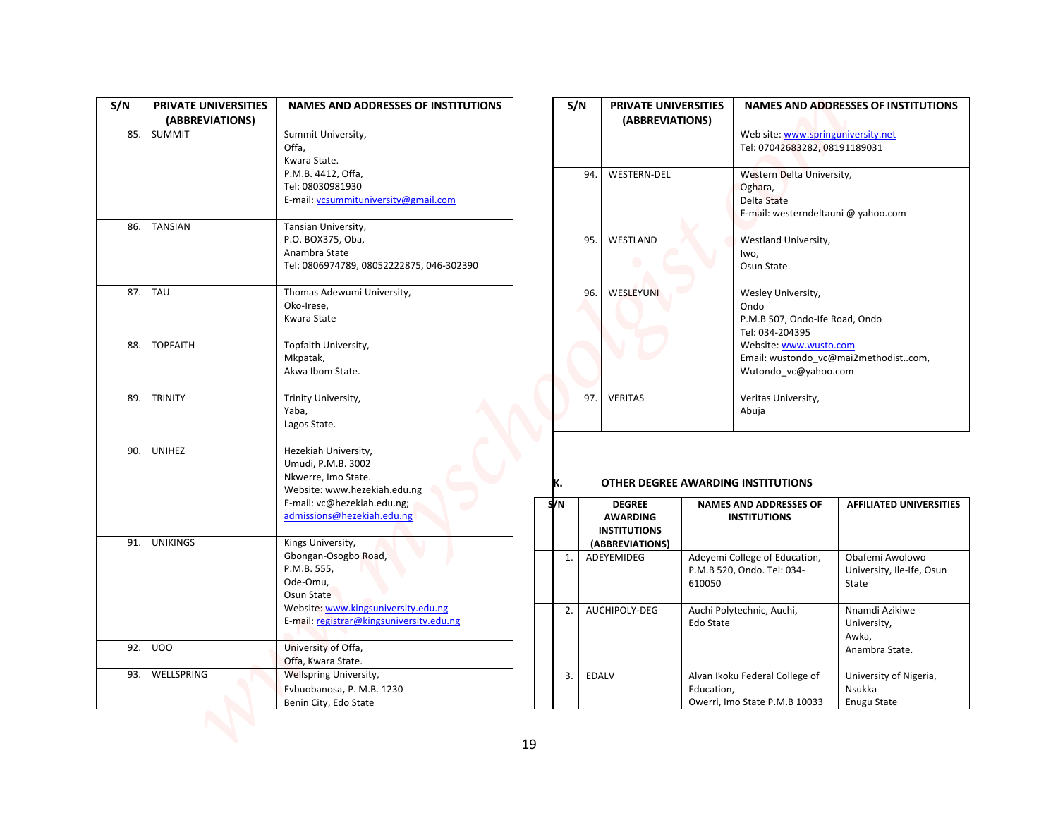| S/N | PRIVATE UNIVERSITIES (ABBREVIATIONS) | NAMES AND ADDRESSES OF INSTITUTIONS |
|---|---|---|
| 85. | SUMMIT | Summit University, Offa, Kwara State. P.M.B. 4412, Offa, Tel: 08030981930 E-mail: vcsummituniversity@gmail.com |
| 86. | TANSIAN | Tansian University, P.O. BOX375, Oba, Anambra State Tel: 0806974789, 08052222875, 046-302390 |
| 87. | TAU | Thomas Adewumi University, Oko-Irese, Kwara State |
| 88. | TOPFAITH | Topfaith University, Mkpatak, Akwa Ibom State. |
| 89. | TRINITY | Trinity University, Yaba, Lagos State. |
| 90. | UNIHEZ | Hezekiah University, Umudi, P.M.B. 3002 Nkwerre, Imo State. Website: www.hezekiah.edu.ng E-mail: vc@hezekiah.edu.ng; admissions@hezekiah.edu.ng |
| 91. | UNIKINGS | Kings University, Gbongan-Osogbo Road, P.M.B. 555, Ode-Omu, Osun State Website: www.kingsuniversity.edu.ng E-mail: registrar@kingsuniversity.edu.ng |
| 92. | UOO | University of Offa, Offa, Kwara State. |
| 93. | WELLSPRING | Wellspring University, Evbuobanosa, P. M.B. 1230 Benin City, Edo State |
| | | Web site: www.springuniversity.net Tel: 07042683282, 08191189031 |
| 94. | WESTERN-DEL | Western Delta University, Oghara, Delta State E-mail: westerndeltauni @ yahoo.com |
| 95. | WESTLAND | Westland University, Iwo, Osun State. |
| 96. | WESLEYUNI | Wesley University, Ondo P.M.B 507, Ondo-Ife Road, Ondo Tel: 034-204395 Website: www.wusto.com Email: wustondo_vc@mai2methodist..com, Wutondo_vc@yahoo.com |
| 97. | VERITAS | Veritas University, Abuja |

## K. OTHER DEGREE AWARDING INSTITUTIONS

| S/N | DEGREE AWARDING INSTITUTIONS (ABBREVIATIONS) | NAMES AND ADDRESSES OF INSTITUTIONS | AFFILIATED UNIVERSITIES |
|---|---|---|---|
| 1. | ADEYEMIDEG | Adeyemi College of Education, P.M.B 520, Ondo. Tel: 034-610050 | Obafemi Awolowo University, Ile-Ife, Osun State |
| 2. | AUCHIPOLY-DEG | Auchi Polytechnic, Auchi, Edo State | Nnamdi Azikiwe University, Awka, Anambra State. |
| 3. | EDALV | Alvan Ikoku Federal College of Education, Owerri, Imo State P.M.B 10033 | University of Nigeria, Nsukka Enugu State |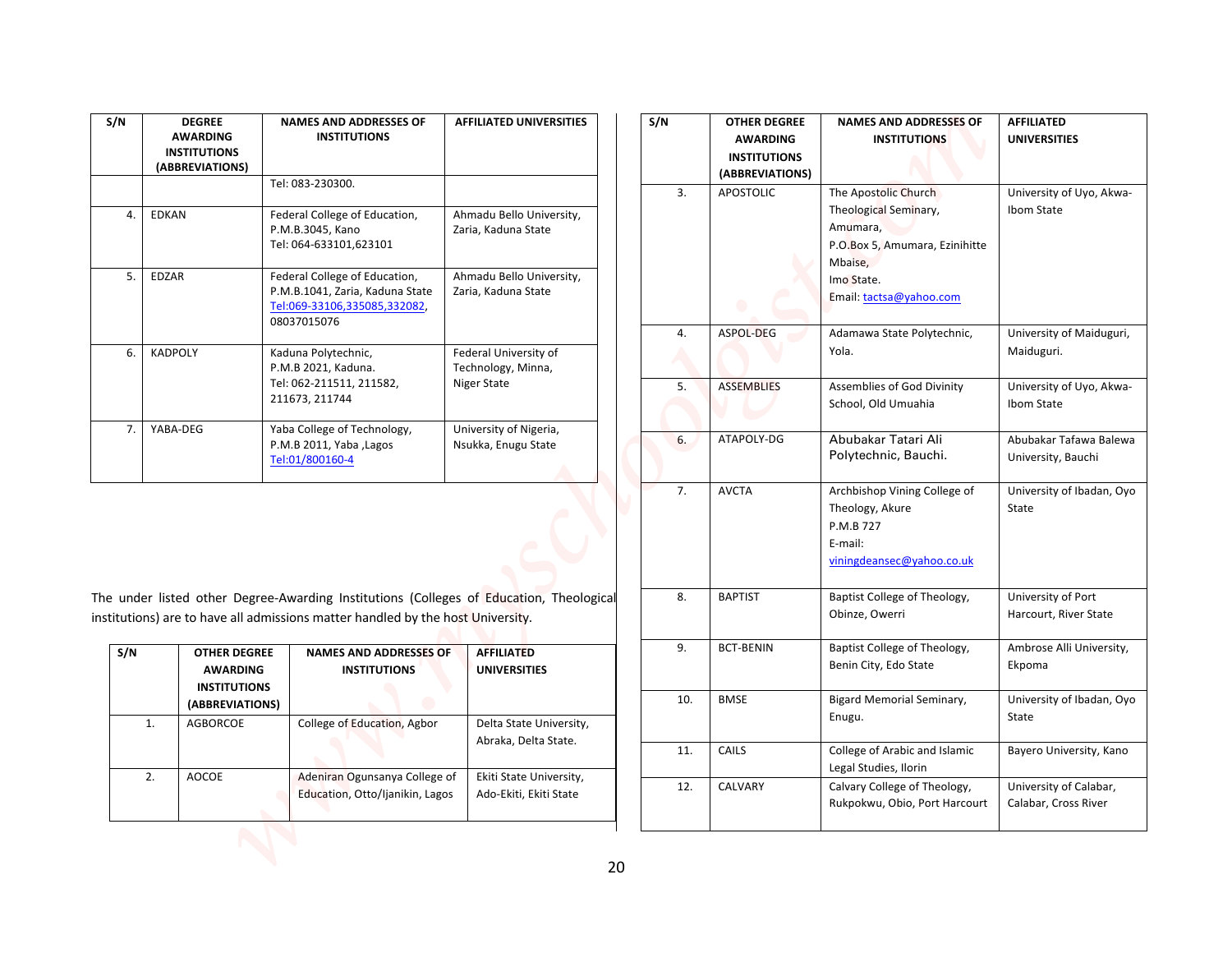| S/N | DEGREE AWARDING INSTITUTIONS (ABBREVIATIONS) | NAMES AND ADDRESSES OF INSTITUTIONS | AFFILIATED UNIVERSITIES |
|---|---|---|---|
| | | Tel: 083-230300. | |
| 4. | EDKAN | Federal College of Education, P.M.B.3045, Kano Tel: 064-633101,623101 | Ahmadu Bello University, Zaria, Kaduna State |
| 5. | EDZAR | Federal College of Education, P.M.B.1041, Zaria, Kaduna State Tel:069-33106,335085,332082, 08037015076 | Ahmadu Bello University, Zaria, Kaduna State |
| 6. | KADPOLY | Kaduna Polytechnic, P.M.B 2021, Kaduna. Tel: 062-211511, 211582, 211673, 211744 | Federal University of Technology, Minna, Niger State |
| 7. | YABA-DEG | Yaba College of Technology, P.M.B 2011, Yaba ,Lagos Tel:01/800160-4 | University of Nigeria, Nsukka, Enugu State |

The under listed other Degree-Awarding Institutions (Colleges of Education, Theological institutions) are to have all admissions matter handled by the host University.

| S/N | OTHER DEGREE AWARDING INSTITUTIONS (ABBREVIATIONS) | NAMES AND ADDRESSES OF INSTITUTIONS | AFFILIATED UNIVERSITIES |
|---|---|---|---|
| 1. | AGBORCOE | College of Education, Agbor | Delta State University, Abraka, Delta State. |
| 2. | AOCOE | Adeniran Ogunsanya College of Education, Otto/Ijanikin, Lagos | Ekiti State University, Ado-Ekiti, Ekiti State |
| 3. | APOSTOLIC | The Apostolic Church Theological Seminary, Amumara, P.O.Box 5, Amumara, Ezinihitte Mbaise, Imo State. Email: tactsa@yahoo.com | University of Uyo, Akwa-Ibom State |
| 4. | ASPOL-DEG | Adamawa State Polytechnic, Yola. | University of Maiduguri, Maiduguri. |
| 5. | ASSEMBLIES | Assemblies of God Divinity School, Old Umuahia | University of Uyo, Akwa-Ibom State |
| 6. | ATAPOLY-DG | Abubakar Tatari Ali Polytechnic, Bauchi. | Abubakar Tafawa Balewa University, Bauchi |
| 7. | AVCTA | Archbishop Vining College of Theology, Akure P.M.B 727 E-mail: viningdeansec@yahoo.co.uk | University of Ibadan, Oyo State |
| 8. | BAPTIST | Baptist College of Theology, Obinze, Owerri | University of Port Harcourt, River State |
| 9. | BCT-BENIN | Baptist College of Theology, Benin City, Edo State | Ambrose Alli University, Ekpoma |
| 10. | BMSE | Bigard Memorial Seminary, Enugu. | University of Ibadan, Oyo State |
| 11. | CAILS | College of Arabic and Islamic Legal Studies, Ilorin | Bayero University, Kano |
| 12. | CALVARY | Calvary College of Theology, Rukpokwu, Obio, Port Harcourt | University of Calabar, Calabar, Cross River |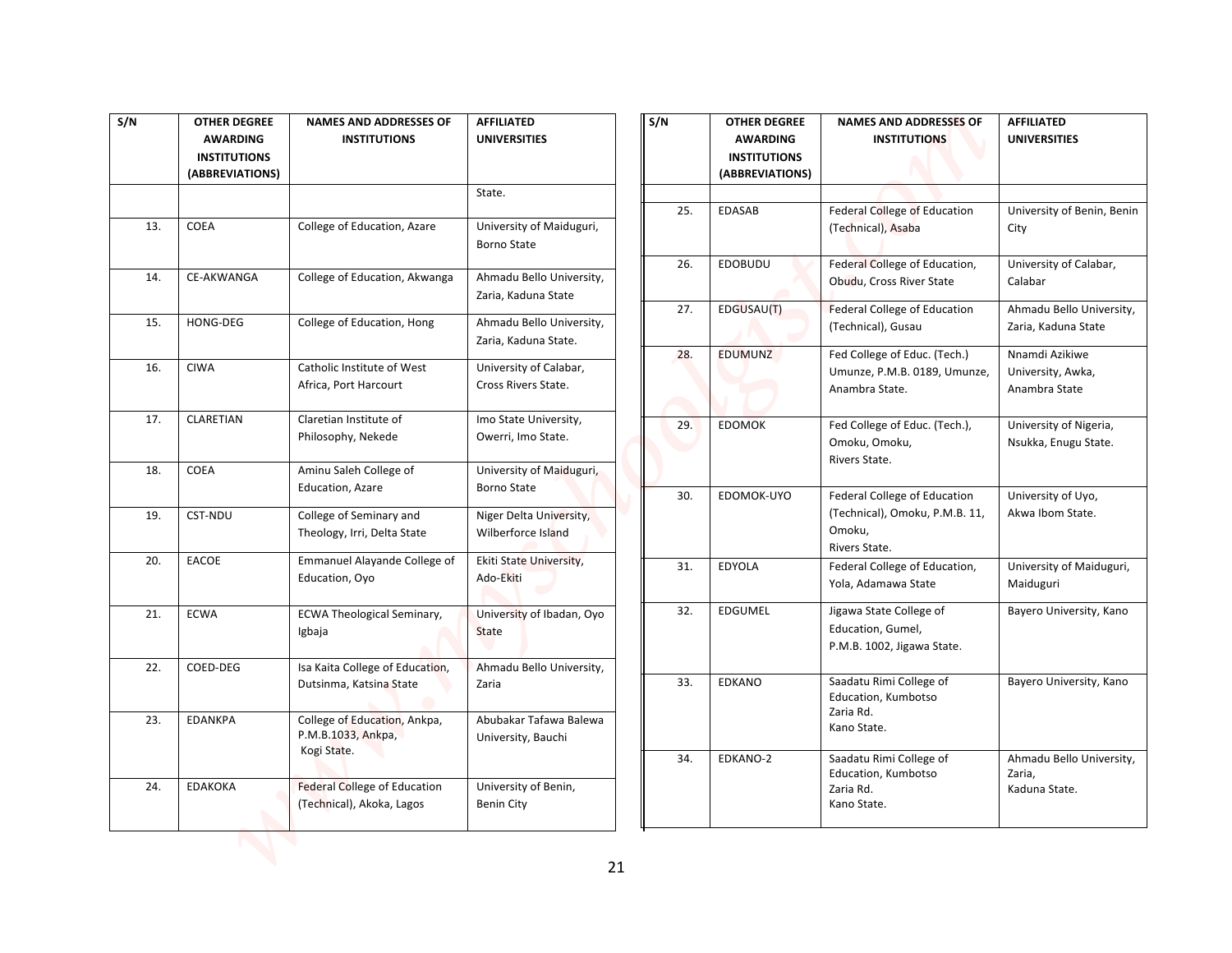| S/N | OTHER DEGREE AWARDING INSTITUTIONS (ABBREVIATIONS) | NAMES AND ADDRESSES OF INSTITUTIONS | AFFILIATED UNIVERSITIES |
|---|---|---|---|
| | | | State. |
| 13. | COEA | College of Education, Azare | University of Maiduguri, Borno State |
| 14. | CE-AKWANGA | College of Education, Akwanga | Ahmadu Bello University, Zaria, Kaduna State |
| 15. | HONG-DEG | College of Education, Hong | Ahmadu Bello University, Zaria, Kaduna State. |
| 16. | CIWA | Catholic Institute of West Africa, Port Harcourt | University of Calabar, Cross Rivers State. |
| 17. | CLARETIAN | Claretian Institute of Philosophy, Nekede | Imo State University, Owerri, Imo State. |
| 18. | COEA | Aminu Saleh College of Education, Azare | University of Maiduguri, Borno State |
| 19. | CST-NDU | College of Seminary and Theology, Irri, Delta State | Niger Delta University, Wilberforce Island |
| 20. | EACOE | Emmanuel Alayande College of Education, Oyo | Ekiti State University, Ado-Ekiti |
| 21. | ECWA | ECWA Theological Seminary, Igbaja | University of Ibadan, Oyo State |
| 22. | COED-DEG | Isa Kaita College of Education, Dutsinma, Katsina State | Ahmadu Bello University, Zaria |
| 23. | EDANKPA | College of Education, Ankpa, P.M.B.1033, Ankpa, Kogi State. | Abubakar Tafawa Balewa University, Bauchi |
| 24. | EDAKOKA | Federal College of Education (Technical), Akoka, Lagos | University of Benin, Benin City |
| 25. | EDASAB | Federal College of Education (Technical), Asaba | University of Benin, Benin City |
| 26. | EDOBUDU | Federal College of Education, Obudu, Cross River State | University of Calabar, Calabar |
| 27. | EDGUSAU(T) | Federal College of Education (Technical), Gusau | Ahmadu Bello University, Zaria, Kaduna State |
| 28. | EDUMUNZ | Fed College of Educ. (Tech.) Umunze, P.M.B. 0189, Umunze, Anambra State. | Nnamdi Azikiwe University, Awka, Anambra State |
| 29. | EDOMOK | Fed College of Educ. (Tech.), Omoku, Omoku, Rivers State. | University of Nigeria, Nsukka, Enugu State. |
| 30. | EDOMOK-UYO | Federal College of Education (Technical), Omoku, P.M.B. 11, Omoku, Rivers State. | University of Uyo, Akwa Ibom State. |
| 31. | EDYOLA | Federal College of Education, Yola, Adamawa State | University of Maiduguri, Maiduguri |
| 32. | EDGUMEL | Jigawa State College of Education, Gumel, P.M.B. 1002, Jigawa State. | Bayero University, Kano |
| 33. | EDKANO | Saadatu Rimi College of Education, Kumbotso Zaria Rd. Kano State. | Bayero University, Kano |
| 34. | EDKANO-2 | Saadatu Rimi College of Education, Kumbotso Zaria Rd. Kano State. | Ahmadu Bello University, Zaria, Kaduna State. |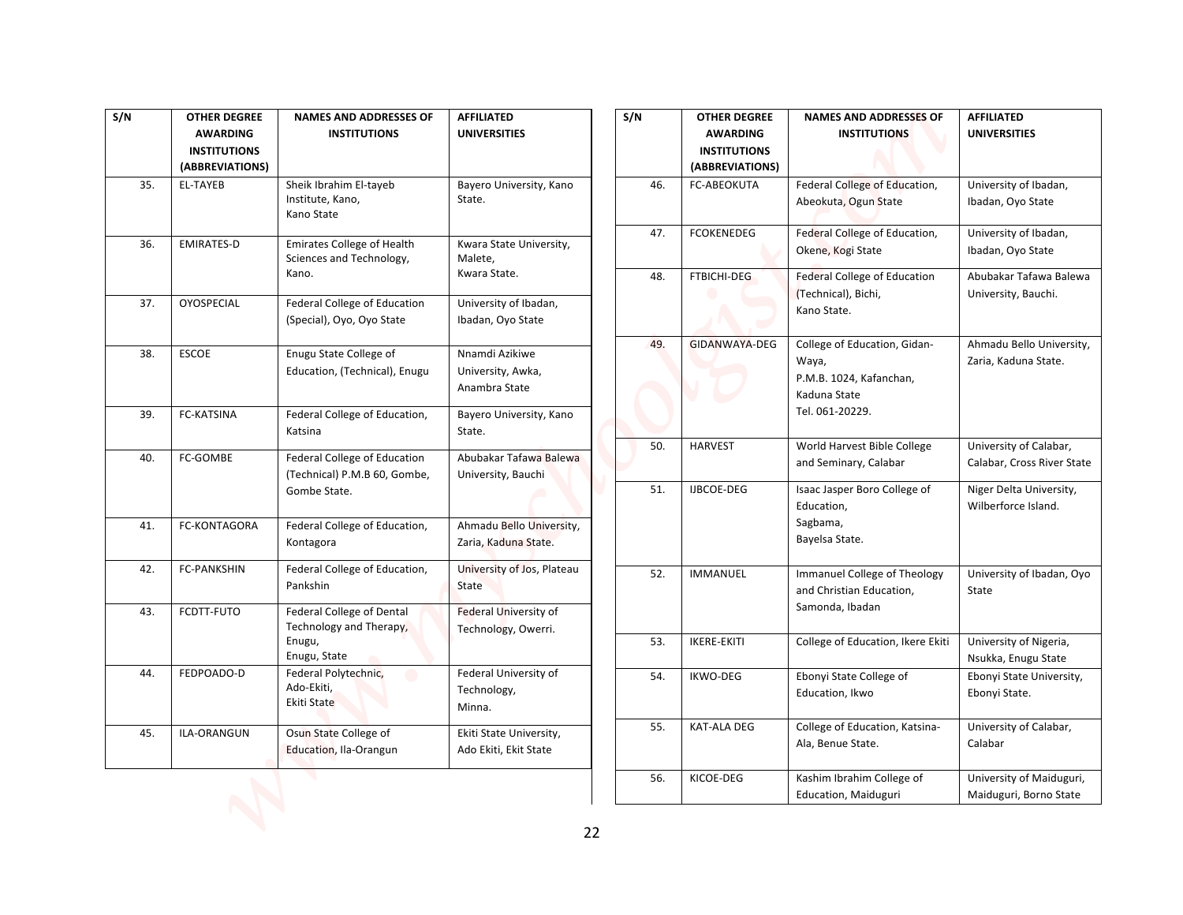| S/N | OTHER DEGREE AWARDING INSTITUTIONS (ABBREVIATIONS) | NAMES AND ADDRESSES OF INSTITUTIONS | AFFILIATED UNIVERSITIES |
|---|---|---|---|
| 35. | EL-TAYEB | Sheik Ibrahim El-tayeb Institute, Kano, Kano State | Bayero University, Kano State. |
| 36. | EMIRATES-D | Emirates College of Health Sciences and Technology, Kano. | Kwara State University, Malete, Kwara State. |
| 37. | OYOSPECIAL | Federal College of Education (Special), Oyo, Oyo State | University of Ibadan, Ibadan, Oyo State |
| 38. | ESCOE | Enugu State College of Education, (Technical), Enugu | Nnamdi Azikiwe University, Awka, Anambra State |
| 39. | FC-KATSINA | Federal College of Education, Katsina | Bayero University, Kano State. |
| 40. | FC-GOMBE | Federal College of Education (Technical) P.M.B 60, Gombe, Gombe State. | Abubakar Tafawa Balewa University, Bauchi |
| 41. | FC-KONTAGORA | Federal College of Education, Kontagora | Ahmadu Bello University, Zaria, Kaduna State. |
| 42. | FC-PANKSHIN | Federal College of Education, Pankshin | University of Jos, Plateau State |
| 43. | FCDTT-FUTO | Federal College of Dental Technology and Therapy, Enugu, Enugu, State | Federal University of Technology, Owerri. |
| 44. | FEDPOADO-D | Federal Polytechnic, Ado-Ekiti, Ekiti State | Federal University of Technology, Minna. |
| 45. | ILA-ORANGUN | Osun State College of Education, Ila-Orangun | Ekiti State University, Ado Ekiti, Ekit State |
| 46. | FC-ABEOKUTA | Federal College of Education, Abeokuta, Ogun State | University of Ibadan, Ibadan, Oyo State |
| 47. | FCOKENEDEG | Federal College of Education, Okene, Kogi State | University of Ibadan, Ibadan, Oyo State |
| 48. | FTBICHI-DEG | Federal College of Education (Technical), Bichi, Kano State. | Abubakar Tafawa Balewa University, Bauchi. |
| 49. | GIDANWAYA-DEG | College of Education, Gidan-Waya, P.M.B. 1024, Kafanchan, Kaduna State Tel. 061-20229. | Ahmadu Bello University, Zaria, Kaduna State. |
| 50. | HARVEST | World Harvest Bible College and Seminary, Calabar | University of Calabar, Calabar, Cross River State |
| 51. | IJBCOE-DEG | Isaac Jasper Boro College of Education, Sagbama, Bayelsa State. | Niger Delta University, Wilberforce Island. |
| 52. | IMMANUEL | Immanuel College of Theology and Christian Education, Samonda, Ibadan | University of Ibadan, Oyo State |
| 53. | IKERE-EKITI | College of Education, Ikere Ekiti | University of Nigeria, Nsukka, Enugu State |
| 54. | IKWO-DEG | Ebonyi State College of Education, Ikwo | Ebonyi State University, Ebonyi State. |
| 55. | KAT-ALA DEG | College of Education, Katsina-Ala, Benue State. | University of Calabar, Calabar |
| 56. | KICOE-DEG | Kashim Ibrahim College of Education, Maiduguri | University of Maiduguri, Maiduguri, Borno State |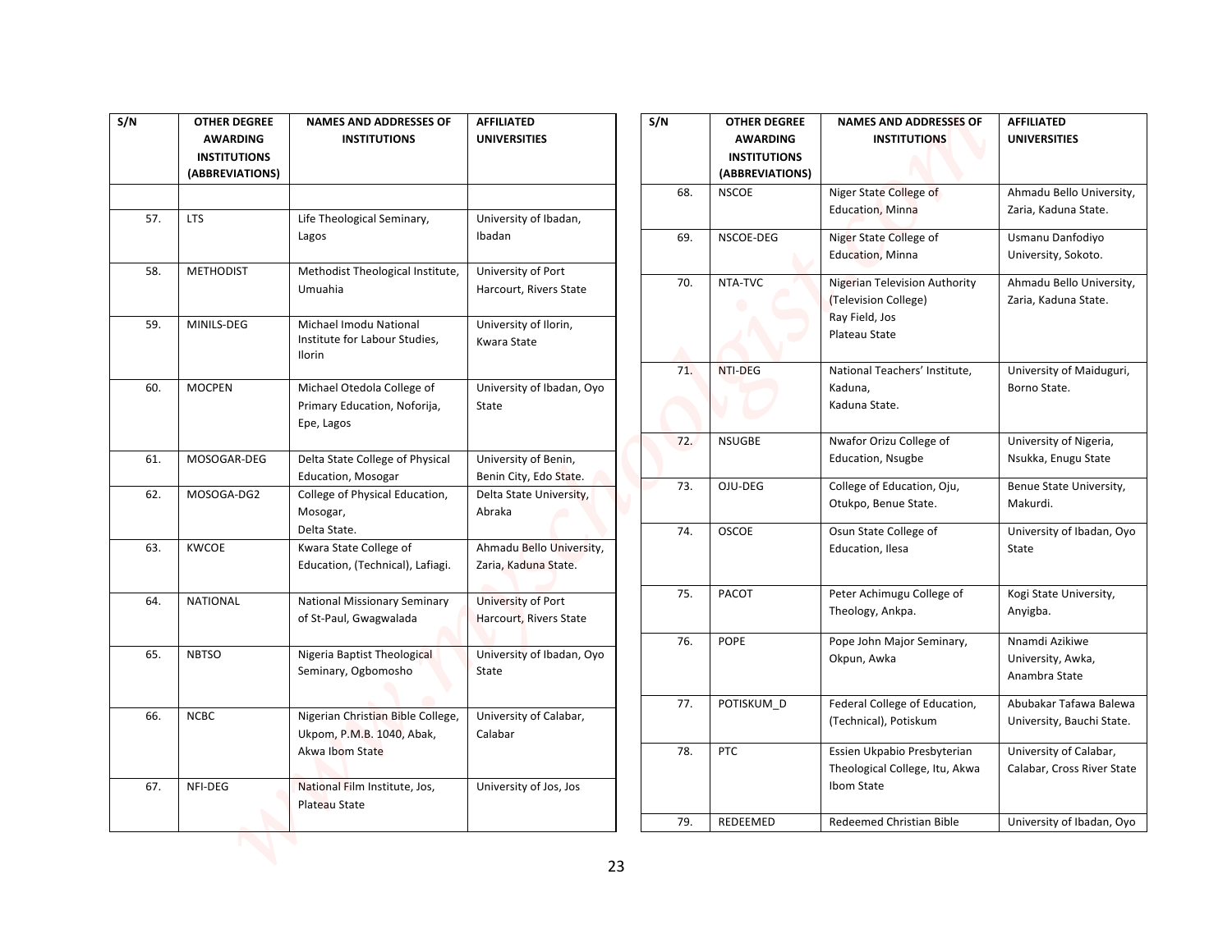| S/N | OTHER DEGREE AWARDING INSTITUTIONS (ABBREVIATIONS) | NAMES AND ADDRESSES OF INSTITUTIONS | AFFILIATED UNIVERSITIES |
|---|---|---|---|
| | | | |
| 57. | LTS | Life Theological Seminary, Lagos | University of Ibadan, Ibadan |
| 58. | METHODIST | Methodist Theological Institute, Umuahia | University of Port Harcourt, Rivers State |
| 59. | MINILS-DEG | Michael Imodu National Institute for Labour Studies, Ilorin | University of Ilorin, Kwara State |
| 60. | MOCPEN | Michael Otedola College of Primary Education, Noforija, Epe, Lagos | University of Ibadan, Oyo State |
| 61. | MOSOGAR-DEG | Delta State College of Physical Education, Mosogar | University of Benin, Benin City, Edo State. |
| 62. | MOSOGA-DG2 | College of Physical Education, Mosogar, Delta State. | Delta State University, Abraka |
| 63. | KWCOE | Kwara State College of Education, (Technical), Lafiagi. | Ahmadu Bello University, Zaria, Kaduna State. |
| 64. | NATIONAL | National Missionary Seminary of St-Paul, Gwagwalada | University of Port Harcourt, Rivers State |
| 65. | NBTSO | Nigeria Baptist Theological Seminary, Ogbomosho | University of Ibadan, Oyo State |
| 66. | NCBC | Nigerian Christian Bible College, Ukpom, P.M.B. 1040, Abak, Akwa Ibom State | University of Calabar, Calabar |
| 67. | NFI-DEG | National Film Institute, Jos, Plateau State | University of Jos, Jos |
| 68. | NSCOE | Niger State College of Education, Minna | Ahmadu Bello University, Zaria, Kaduna State. |
| 69. | NSCOE-DEG | Niger State College of Education, Minna | Usmanu Danfodiyo University, Sokoto. |
| 70. | NTA-TVC | Nigerian Television Authority (Television College) Ray Field, Jos Plateau State | Ahmadu Bello University, Zaria, Kaduna State. |
| 71. | NTI-DEG | National Teachers' Institute, Kaduna, Kaduna State. | University of Maiduguri, Borno State. |
| 72. | NSUGBE | Nwafor Orizu College of Education, Nsugbe | University of Nigeria, Nsukka, Enugu State |
| 73. | OJU-DEG | College of Education, Oju, Otukpo, Benue State. | Benue State University, Makurdi. |
| 74. | OSCOE | Osun State College of Education, Ilesa | University of Ibadan, Oyo State |
| 75. | PACOT | Peter Achimugu College of Theology, Ankpa. | Kogi State University, Anyigba. |
| 76. | POPE | Pope John Major Seminary, Okpun, Awka | Nnamdi Azikiwe University, Awka, Anambra State |
| 77. | POTISKUM_D | Federal College of Education, (Technical), Potiskum | Abubakar Tafawa Balewa University, Bauchi State. |
| 78. | PTC | Essien Ukpabio Presbyterian Theological College, Itu, Akwa Ibom State | University of Calabar, Calabar, Cross River State |
| 79. | REDEEMED | Redeemed Christian Bible | University of Ibadan, Oyo |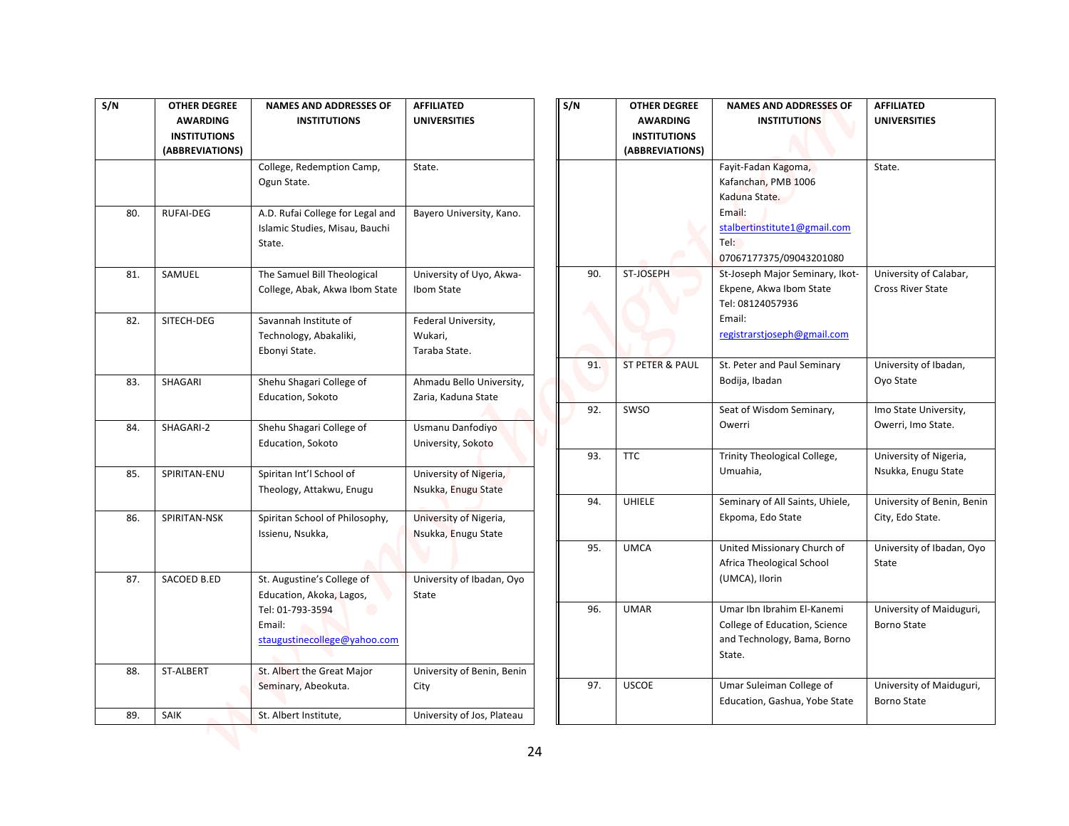| S/N | OTHER DEGREE AWARDING INSTITUTIONS (ABBREVIATIONS) | NAMES AND ADDRESSES OF INSTITUTIONS | AFFILIATED UNIVERSITIES |
|---|---|---|---|
| | | College, Redemption Camp, Ogun State. | State. |
| 80. | RUFAI-DEG | A.D. Rufai College for Legal and Islamic Studies, Misau, Bauchi State. | Bayero University, Kano. |
| 81. | SAMUEL | The Samuel Bill Theological College, Abak, Akwa Ibom State | University of Uyo, Akwa-Ibom State |
| 82. | SITECH-DEG | Savannah Institute of Technology, Abakaliki, Ebonyi State. | Federal University, Wukari, Taraba State. |
| 83. | SHAGARI | Shehu Shagari College of Education, Sokoto | Ahmadu Bello University, Zaria, Kaduna State |
| 84. | SHAGARI-2 | Shehu Shagari College of Education, Sokoto | Usmanu Danfodiyo University, Sokoto |
| 85. | SPIRITAN-ENU | Spiritan Int'l School of Theology, Attakwu, Enugu | University of Nigeria, Nsukka, Enugu State |
| 86. | SPIRITAN-NSK | Spiritan School of Philosophy, Issienu, Nsukka, | University of Nigeria, Nsukka, Enugu State |
| 87. | SACOED B.ED | St. Augustine's College of Education, Akoka, Lagos, Tel: 01-793-3594 Email: staugustinecollege@yahoo.com | University of Ibadan, Oyo State |
| 88. | ST-ALBERT | St. Albert the Great Major Seminary, Abeokuta. | University of Benin, Benin City |
| 89. | SAIK | St. Albert Institute, | University of Jos, Plateau |
| | | Fayit-Fadan Kagoma, Kafanchan, PMB 1006 Kaduna State. Email: stalbertinstitute1@gmail.com Tel: 07067177375/09043201080 | State. |
| 90. | ST-JOSEPH | St-Joseph Major Seminary, Ikot-Ekpene, Akwa Ibom State Tel: 08124057936 Email: registrarstjoseph@gmail.com | University of Calabar, Cross River State |
| 91. | ST PETER & PAUL | St. Peter and Paul Seminary Bodija, Ibadan | University of Ibadan, Oyo State |
| 92. | SWSO | Seat of Wisdom Seminary, Owerri | Imo State University, Owerri, Imo State. |
| 93. | TTC | Trinity Theological College, Umuahia, | University of Nigeria, Nsukka, Enugu State |
| 94. | UHIELE | Seminary of All Saints, Uhiele, Ekpoma, Edo State | University of Benin, Benin City, Edo State. |
| 95. | UMCA | United Missionary Church of Africa Theological School (UMCA), Ilorin | University of Ibadan, Oyo State |
| 96. | UMAR | Umar Ibn Ibrahim El-Kanemi College of Education, Science and Technology, Bama, Borno State. | University of Maiduguri, Borno State |
| 97. | USCOE | Umar Suleiman College of Education, Gashua, Yobe State | University of Maiduguri, Borno State |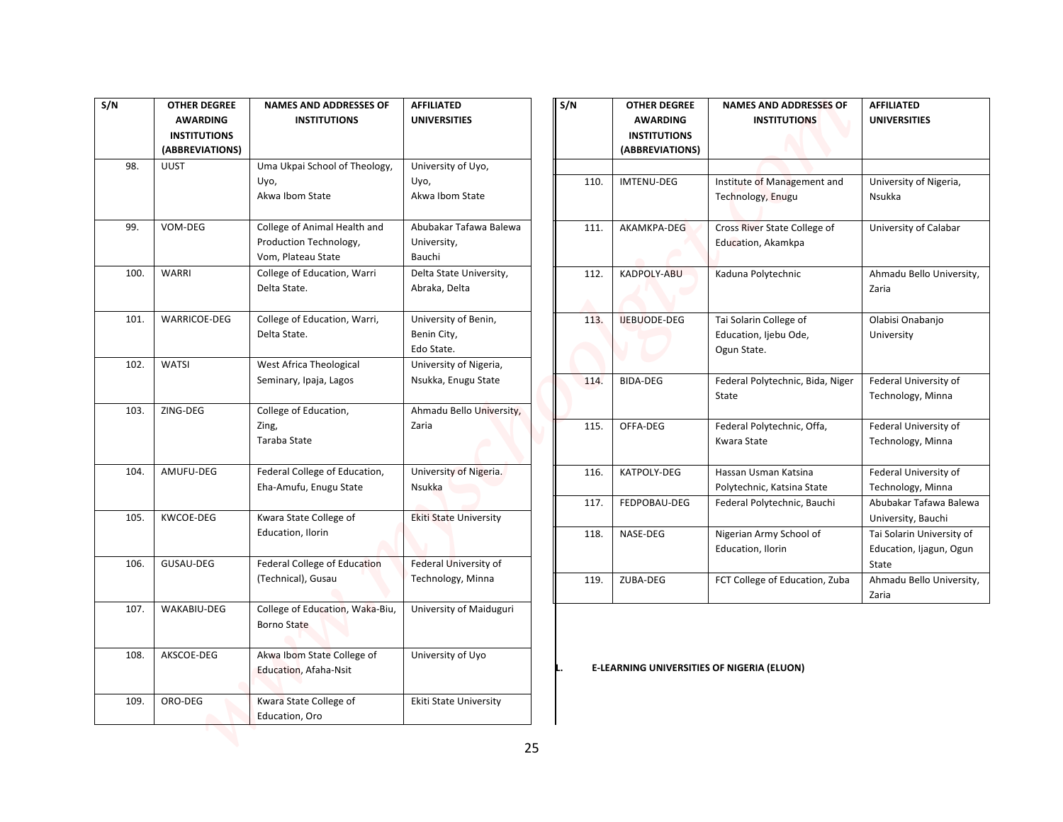| S/N | OTHER DEGREE AWARDING INSTITUTIONS (ABBREVIATIONS) | NAMES AND ADDRESSES OF INSTITUTIONS | AFFILIATED UNIVERSITIES |
|---|---|---|---|
| 98. | UUST | Uma Ukpai School of Theology, Uyo, Akwa Ibom State | University of Uyo, Uyo, Akwa Ibom State |
| 99. | VOM-DEG | College of Animal Health and Production Technology, Vom, Plateau State | Abubakar Tafawa Balewa University, Bauchi |
| 100. | WARRI | College of Education, Warri Delta State. | Delta State University, Abraka, Delta |
| 101. | WARRICOE-DEG | College of Education, Warri, Delta State. | University of Benin, Benin City, Edo State. |
| 102. | WATSI | West Africa Theological Seminary, Ipaja, Lagos | University of Nigeria, Nsukka, Enugu State |
| 103. | ZING-DEG | College of Education, Zing, Taraba State | Ahmadu Bello University, Zaria |
| 104. | AMUFU-DEG | Federal College of Education, Eha-Amufu, Enugu State | University of Nigeria. Nsukka |
| 105. | KWCOE-DEG | Kwara State College of Education, Ilorin | Ekiti State University |
| 106. | GUSAU-DEG | Federal College of Education (Technical), Gusau | Federal University of Technology, Minna |
| 107. | WAKABIU-DEG | College of Education, Waka-Biu, Borno State | University of Maiduguri |
| 108. | AKSCOE-DEG | Akwa Ibom State College of Education, Afaha-Nsit | University of Uyo |
| 109. | ORO-DEG | Kwara State College of Education, Oro | Ekiti State University |
| 110. | IMTENU-DEG | Institute of Management and Technology, Enugu | University of Nigeria, Nsukka |
| 111. | AKAMKPA-DEG | Cross River State College of Education, Akamkpa | University of Calabar |
| 112. | KADPOLY-ABU | Kaduna Polytechnic | Ahmadu Bello University, Zaria |
| 113. | IJEBUODE-DEG | Tai Solarin College of Education, Ijebu Ode, Ogun State. | Olabisi Onabanjo University |
| 114. | BIDA-DEG | Federal Polytechnic, Bida, Niger State | Federal University of Technology, Minna |
| 115. | OFFA-DEG | Federal Polytechnic, Offa, Kwara State | Federal University of Technology, Minna |
| 116. | KATPOLY-DEG | Hassan Usman Katsina Polytechnic, Katsina State | Federal University of Technology, Minna |
| 117. | FEDPOBAU-DEG | Federal Polytechnic, Bauchi | Abubakar Tafawa Balewa University, Bauchi |
| 118. | NASE-DEG | Nigerian Army School of Education, Ilorin | Tai Solarin University of Education, Ijagun, Ogun State |
| 119. | ZUBA-DEG | FCT College of Education, Zuba | Ahmadu Bello University, Zaria |

**L. E-LEARNING UNIVERSITIES OF NIGERIA (ELUON)**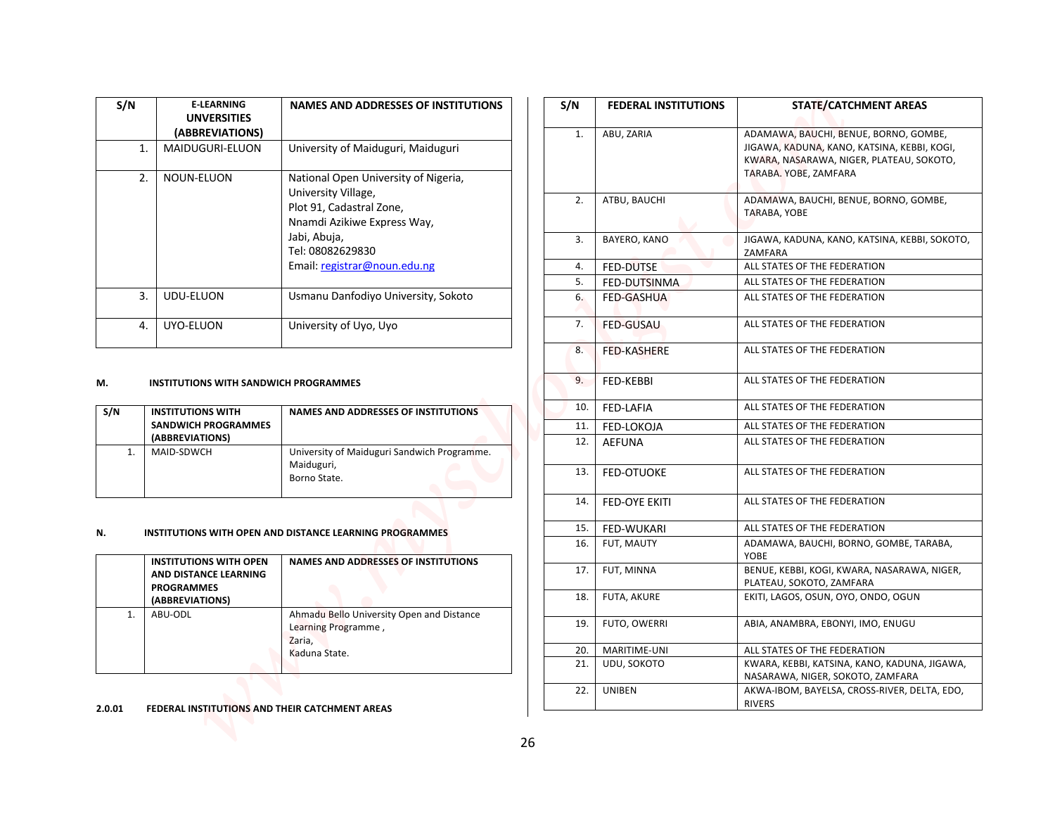| S/N | E-LEARNING UNVERSITIES (ABBREVIATIONS) | NAMES AND ADDRESSES OF INSTITUTIONS |
|---|---|---|
| 1. | MAIDUGURI-ELUON | University of Maiduguri, Maiduguri |
| 2. | NOUN-ELUON | National Open University of Nigeria, University Village, Plot 91, Cadastral Zone, Nnamdi Azikiwe Express Way, Jabi, Abuja, Tel: 08082629830 Email: registrar@noun.edu.ng |
| 3. | UDU-ELUON | Usmanu Danfodiyo University, Sokoto |
| 4. | UYO-ELUON | University of Uyo, Uyo |

**M. INSTITUTIONS WITH SANDWICH PROGRAMMES**

| S/N | INSTITUTIONS WITH SANDWICH PROGRAMMES (ABBREVIATIONS) | NAMES AND ADDRESSES OF INSTITUTIONS |
|---|---|---|
| 1. | MAID-SDWCH | University of Maiduguri Sandwich Programme. Maiduguri, Borno State. |

**N. INSTITUTIONS WITH OPEN AND DISTANCE LEARNING PROGRAMMES**

| | INSTITUTIONS WITH OPEN AND DISTANCE LEARNING PROGRAMMES (ABBREVIATIONS) | NAMES AND ADDRESSES OF INSTITUTIONS |
|---|---|---|
| 1. | ABU-ODL | Ahmadu Bello University Open and Distance Learning Programme , Zaria, Kaduna State. |

**2.0.01 FEDERAL INSTITUTIONS AND THEIR CATCHMENT AREAS**

| S/N | FEDERAL INSTITUTIONS | STATE/CATCHMENT AREAS |
|---|---|---|
| 1. | ABU, ZARIA | ADAMAWA, BAUCHI, BENUE, BORNO, GOMBE, JIGAWA, KADUNA, KANO, KATSINA, KEBBI, KOGI, KWARA, NASARAWA, NIGER, PLATEAU, SOKOTO, TARABA. YOBE, ZAMFARA |
| 2. | ATBU, BAUCHI | ADAMAWA, BAUCHI, BENUE, BORNO, GOMBE, TARABA, YOBE |
| 3. | BAYERO, KANO | JIGAWA, KADUNA, KANO, KATSINA, KEBBI, SOKOTO, ZAMFARA |
| 4. | FED-DUTSE | ALL STATES OF THE FEDERATION |
| 5. | FED-DUTSINMA | ALL STATES OF THE FEDERATION |
| 6. | FED-GASHUA | ALL STATES OF THE FEDERATION |
| 7. | FED-GUSAU | ALL STATES OF THE FEDERATION |
| 8. | FED-KASHERE | ALL STATES OF THE FEDERATION |
| 9. | FED-KEBBI | ALL STATES OF THE FEDERATION |
| 10. | FED-LAFIA | ALL STATES OF THE FEDERATION |
| 11. | FED-LOKOJA | ALL STATES OF THE FEDERATION |
| 12. | AEFUNA | ALL STATES OF THE FEDERATION |
| 13. | FED-OTUOKE | ALL STATES OF THE FEDERATION |
| 14. | FED-OYE EKITI | ALL STATES OF THE FEDERATION |
| 15. | FED-WUKARI | ALL STATES OF THE FEDERATION |
| 16. | FUT, MAUTY | ADAMAWA, BAUCHI, BORNO, GOMBE, TARABA, YOBE |
| 17. | FUT, MINNA | BENUE, KEBBI, KOGI, KWARA, NASARAWA, NIGER, PLATEAU, SOKOTO, ZAMFARA |
| 18. | FUTA, AKURE | EKITI, LAGOS, OSUN, OYO, ONDO, OGUN |
| 19. | FUTO, OWERRI | ABIA, ANAMBRA, EBONYI, IMO, ENUGU |
| 20. | MARITIME-UNI | ALL STATES OF THE FEDERATION |
| 21. | UDU, SOKOTO | KWARA, KEBBI, KATSINA, KANO, KADUNA, JIGAWA, NASARAWA, NIGER, SOKOTO, ZAMFARA |
| 22. | UNIBEN | AKWA-IBOM, BAYELSA, CROSS-RIVER, DELTA, EDO, RIVERS |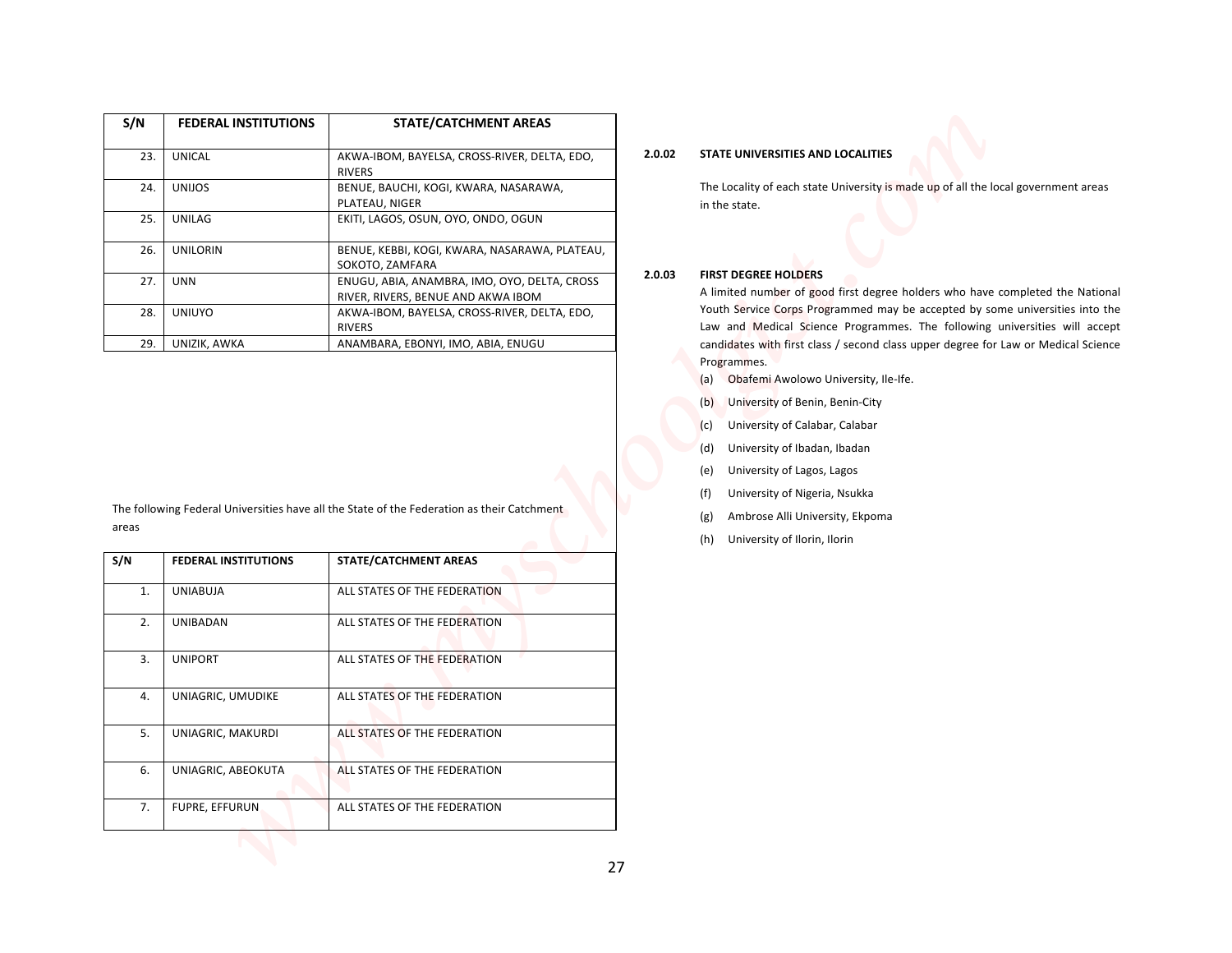| S/N | FEDERAL INSTITUTIONS | STATE/CATCHMENT AREAS |
|---|---|---|
| 23. | UNICAL | AKWA-IBOM, BAYELSA, CROSS-RIVER, DELTA, EDO, RIVERS |
| 24. | UNIJOS | BENUE, BAUCHI, KOGI, KWARA, NASARAWA, PLATEAU, NIGER |
| 25. | UNILAG | EKITI, LAGOS, OSUN, OYO, ONDO, OGUN |
| 26. | UNILORIN | BENUE, KEBBI, KOGI, KWARA, NASARAWA, PLATEAU, SOKOTO, ZAMFARA |
| 27. | UNN | ENUGU, ABIA, ANAMBRA, IMO, OYO, DELTA, CROSS RIVER, RIVERS, BENUE AND AKWA IBOM |
| 28. | UNIUYO | AKWA-IBOM, BAYELSA, CROSS-RIVER, DELTA, EDO, RIVERS |
| 29. | UNIZIK, AWKA | ANAMBARA, EBONYI, IMO, ABIA, ENUGU |

The following Federal Universities have all the State of the Federation as their Catchment areas

| S/N | FEDERAL INSTITUTIONS | STATE/CATCHMENT AREAS |
|---|---|---|
| 1. | UNIABUJA | ALL STATES OF THE FEDERATION |
| 2. | UNIBADAN | ALL STATES OF THE FEDERATION |
| 3. | UNIPORT | ALL STATES OF THE FEDERATION |
| 4. | UNIAGRIC, UMUDIKE | ALL STATES OF THE FEDERATION |
| 5. | UNIAGRIC, MAKURDI | ALL STATES OF THE FEDERATION |
| 6. | UNIAGRIC, ABEOKUTA | ALL STATES OF THE FEDERATION |
| 7. | FUPRE, EFFURUN | ALL STATES OF THE FEDERATION |

**2.0.02 STATE UNIVERSITIES AND LOCALITIES**

The Locality of each state University is made up of all the local government areas in the state.

**2.0.03 FIRST DEGREE HOLDERS**

A limited number of good first degree holders who have completed the National Youth Service Corps Programmed may be accepted by some universities into the Law and Medical Science Programmes. The following universities will accept candidates with first class / second class upper degree for Law or Medical Science Programmes.

(a) Obafemi Awolowo University, Ile-Ife.

(b) University of Benin, Benin-City

(c) University of Calabar, Calabar

(d) University of Ibadan, Ibadan

(e) University of Lagos, Lagos

(f) University of Nigeria, Nsukka

(g) Ambrose Alli University, Ekpoma

(h) University of Ilorin, Ilorin